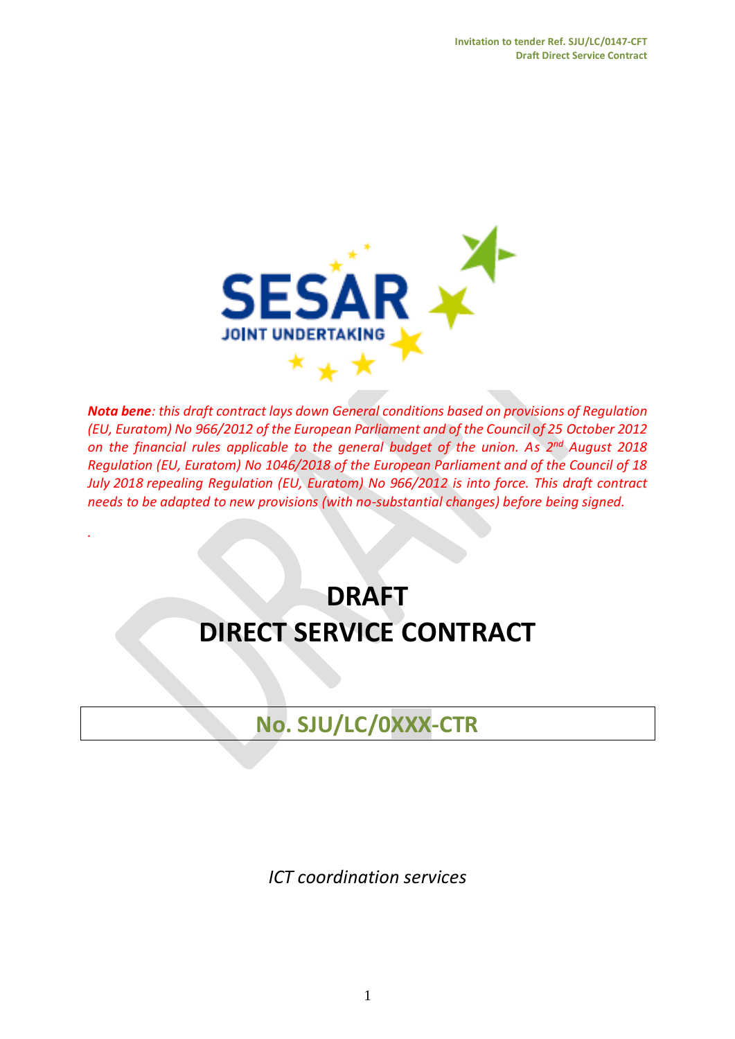***Nota bene****: this draft contract lays down General conditions based on provisions of Regulation (EU, Euratom) No 966/2012 of the European Parliament and of the Council of 25 October 2012 on the financial rules applicable to the general budget of the union. As 2nd August 2018 Regulation (EU, Euratom) No 1046/2018 of the European Parliament and of the Council of 18 July 2018 repealing Regulation (EU, Euratom) No 966/2012 is into force. This draft contract needs to be adapted to new provisions (with no-substantial changes) before being signed.*

# DRAFT
# DIRECT SERVICE CONTRACT

## No. SJU/LC/0XXX-CTR

*ICT coordination services*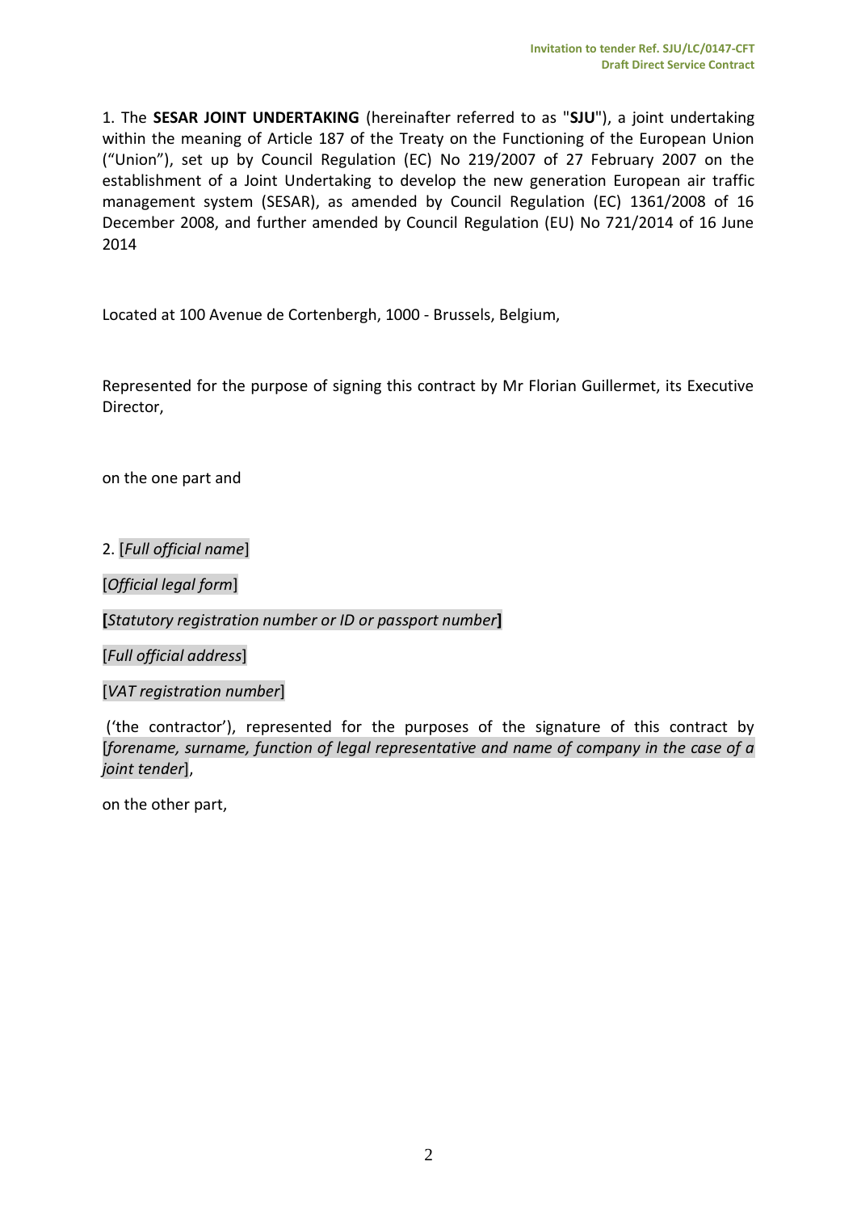1. The **SESAR JOINT UNDERTAKING** (hereinafter referred to as "**SJU**"), a joint undertaking within the meaning of Article 187 of the Treaty on the Functioning of the European Union ("Union"), set up by Council Regulation (EC) No 219/2007 of 27 February 2007 on the establishment of a Joint Undertaking to develop the new generation European air traffic management system (SESAR), as amended by Council Regulation (EC) 1361/2008 of 16 December 2008, and further amended by Council Regulation (EU) No 721/2014 of 16 June 2014

Located at 100 Avenue de Cortenbergh, 1000 - Brussels, Belgium,

Represented for the purpose of signing this contract by Mr Florian Guillermet, its Executive Director,

on the one part and

2. [*Full official name*]

[*Official legal form*]

**[***Statutory registration number or ID or passport number***]**

[*Full official address*]

[*VAT registration number*]

('the contractor'), represented for the purposes of the signature of this contract by [*forename, surname, function of legal representative and name of company in the case of a joint tender*],

on the other part,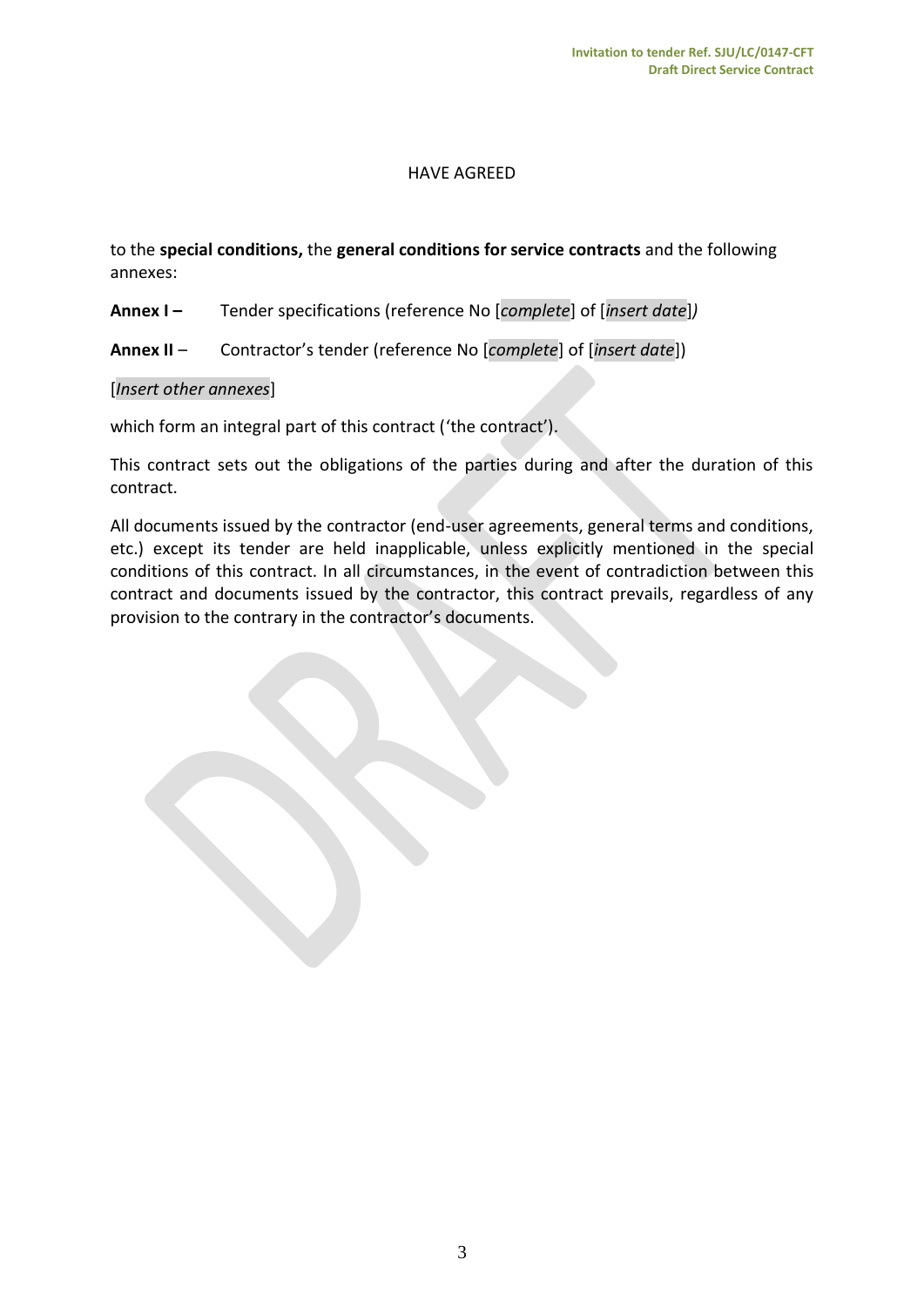HAVE AGREED

to the **special conditions,** the **general conditions for service contracts** and the following annexes:

**Annex I –** Tender specifications (reference No [*complete*] of [*insert date*]*)*

**Annex II** – Contractor's tender (reference No [*complete*] of [*insert date*])

[*Insert other annexes*]

which form an integral part of this contract ('the contract').

This contract sets out the obligations of the parties during and after the duration of this contract.

All documents issued by the contractor (end-user agreements, general terms and conditions, etc.) except its tender are held inapplicable, unless explicitly mentioned in the special conditions of this contract. In all circumstances, in the event of contradiction between this contract and documents issued by the contractor, this contract prevails, regardless of any provision to the contrary in the contractor's documents.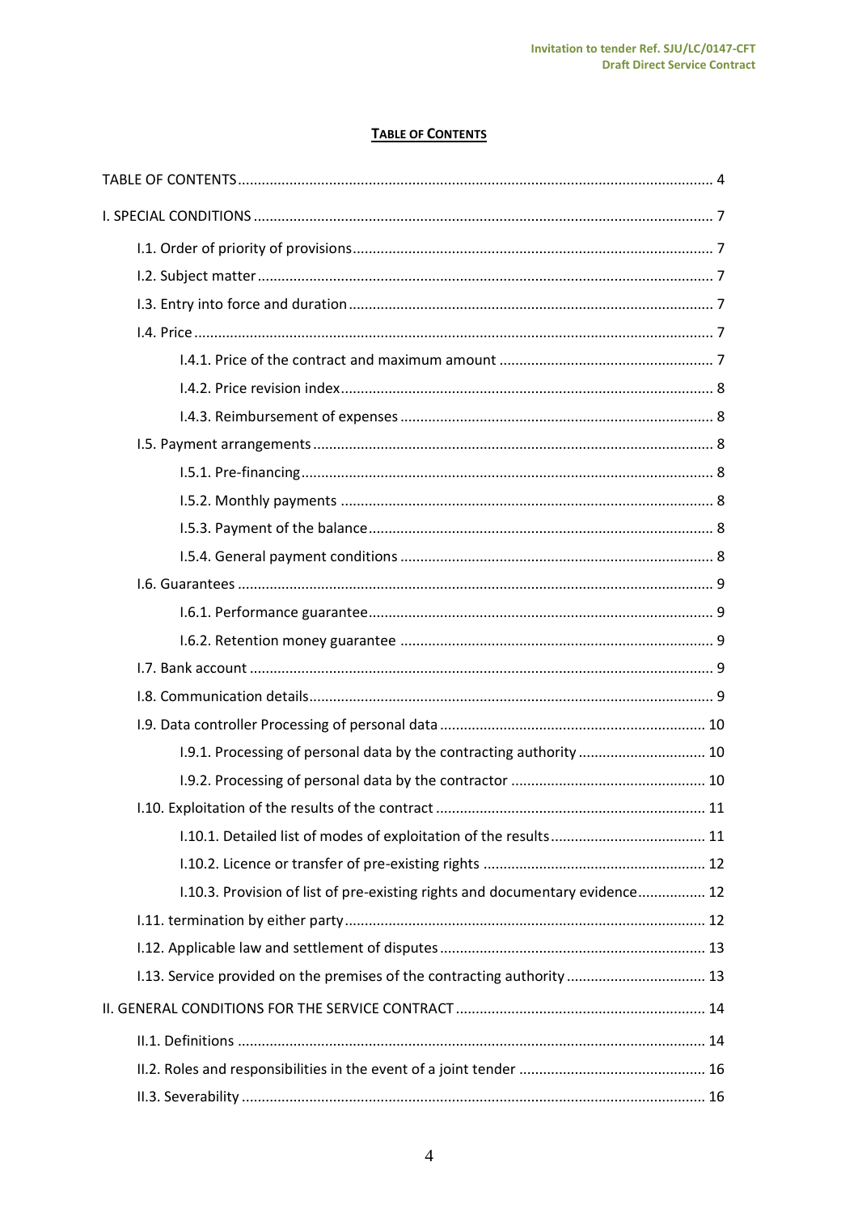**TABLE OF CONTENTS**

TABLE OF CONTENTS ........ 4

I. SPECIAL CONDITIONS ........ 7

- I.1. Order of priority of provisions ........ 7
- I.2. Subject matter ........ 7
- I.3. Entry into force and duration ........ 7
- I.4. Price ........ 7
  - I.4.1. Price of the contract and maximum amount ........ 7
  - I.4.2. Price revision index ........ 8
  - I.4.3. Reimbursement of expenses ........ 8
- I.5. Payment arrangements ........ 8
  - I.5.1. Pre-financing ........ 8
  - I.5.2. Monthly payments ........ 8
  - I.5.3. Payment of the balance ........ 8
  - I.5.4. General payment conditions ........ 8
- I.6. Guarantees ........ 9
  - I.6.1. Performance guarantee ........ 9
  - I.6.2. Retention money guarantee ........ 9
- I.7. Bank account ........ 9
- I.8. Communication details ........ 9
- I.9. Data controller Processing of personal data ........ 10
  - I.9.1. Processing of personal data by the contracting authority ........ 10
  - I.9.2. Processing of personal data by the contractor ........ 10
- I.10. Exploitation of the results of the contract ........ 11
  - I.10.1. Detailed list of modes of exploitation of the results ........ 11
  - I.10.2. Licence or transfer of pre-existing rights ........ 12
  - I.10.3. Provision of list of pre-existing rights and documentary evidence ........ 12
- I.11. termination by either party ........ 12
- I.12. Applicable law and settlement of disputes ........ 13
- I.13. Service provided on the premises of the contracting authority ........ 13

II. GENERAL CONDITIONS FOR THE SERVICE CONTRACT ........ 14

- II.1. Definitions ........ 14
- II.2. Roles and responsibilities in the event of a joint tender ........ 16
- II.3. Severability ........ 16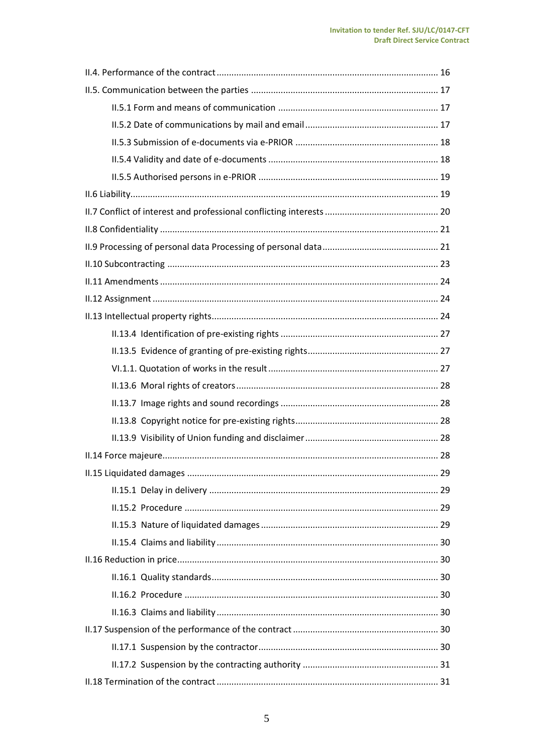II.4. Performance of the contract ........................................................................................ 16

II.5. Communication between the parties .......................................................................... 17

II.5.1 Form and means of communication ................................................................ 17

II.5.2 Date of communications by mail and email ..................................................... 17

II.5.3 Submission of e-documents via e-PRIOR .......................................................... 18

II.5.4 Validity and date of e-documents .................................................................... 18

II.5.5 Authorised persons in e-PRIOR ........................................................................ 19

II.6 Liability............................................................................................................................ 19

II.7 Conflict of interest and professional conflicting interests ............................................. 20

II.8 Confidentiality ............................................................................................................... 21

II.9 Processing of personal data Processing of personal data .............................................. 21

II.10 Subcontracting ............................................................................................................ 23

II.11 Amendments ............................................................................................................... 24

II.12 Assignment .................................................................................................................. 24

II.13 Intellectual property rights .......................................................................................... 24

II.13.4 Identification of pre-existing rights ................................................................ 27

II.13.5 Evidence of granting of pre-existing rights ..................................................... 27

VI.1.1. Quotation of works in the result ..................................................................... 27

II.13.6 Moral rights of creators ................................................................................. 28

II.13.7 Image rights and sound recordings ................................................................ 28

II.13.8 Copyright notice for pre-existing rights .......................................................... 28

II.13.9 Visibility of Union funding and disclaimer ...................................................... 28

II.14 Force majeure .............................................................................................................. 28

II.15 Liquidated damages .................................................................................................... 29

II.15.1 Delay in delivery ............................................................................................ 29

II.15.2 Procedure ...................................................................................................... 29

II.15.3 Nature of liquidated damages ....................................................................... 29

II.15.4 Claims and liability ........................................................................................ 30

II.16 Reduction in price ........................................................................................................ 30

II.16.1 Quality standards ........................................................................................... 30

II.16.2 Procedure ...................................................................................................... 30

II.16.3 Claims and liability ........................................................................................ 30

II.17 Suspension of the performance of the contract .......................................................... 30

II.17.1 Suspension by the contractor ......................................................................... 30

II.17.2 Suspension by the contracting authority ....................................................... 31

II.18 Termination of the contract ........................................................................................ 31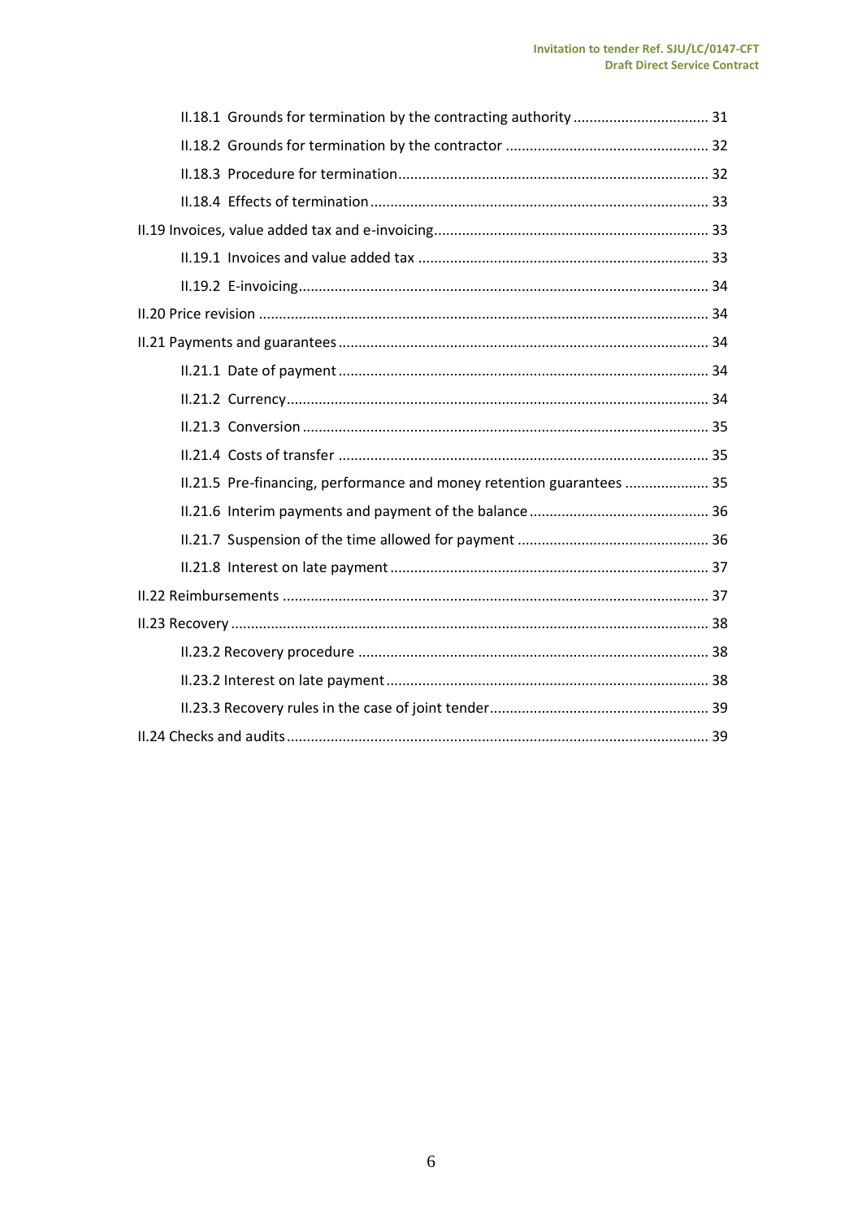II.18.1 Grounds for termination by the contracting authority .................................. 31

II.18.2 Grounds for termination by the contractor .................................................. 32

II.18.3 Procedure for termination ............................................................................ 32

II.18.4 Effects of termination ................................................................................... 33

II.19 Invoices, value added tax and e-invoicing ....................................................................... 33

II.19.1 Invoices and value added tax ....................................................................... 33

II.19.2 E-invoicing ..................................................................................................... 34

II.20 Price revision ...................................................................................................................... 34

II.21 Payments and guarantees .................................................................................................. 34

II.21.1 Date of payment ............................................................................................ 34

II.21.2 Currency ......................................................................................................... 34

II.21.3 Conversion ..................................................................................................... 35

II.21.4 Costs of transfer ............................................................................................ 35

II.21.5 Pre-financing, performance and money retention guarantees ..................... 35

II.21.6 Interim payments and payment of the balance ............................................ 36

II.21.7 Suspension of the time allowed for payment ................................................ 36

II.21.8 Interest on late payment ............................................................................... 37

II.22 Reimbursements .................................................................................................................. 37

II.23 Recovery ............................................................................................................................... 38

II.23.2 Recovery procedure ....................................................................................... 38

II.23.2 Interest on late payment ............................................................................... 38

II.23.3 Recovery rules in the case of joint tender ...................................................... 39

II.24 Checks and audits ................................................................................................................ 39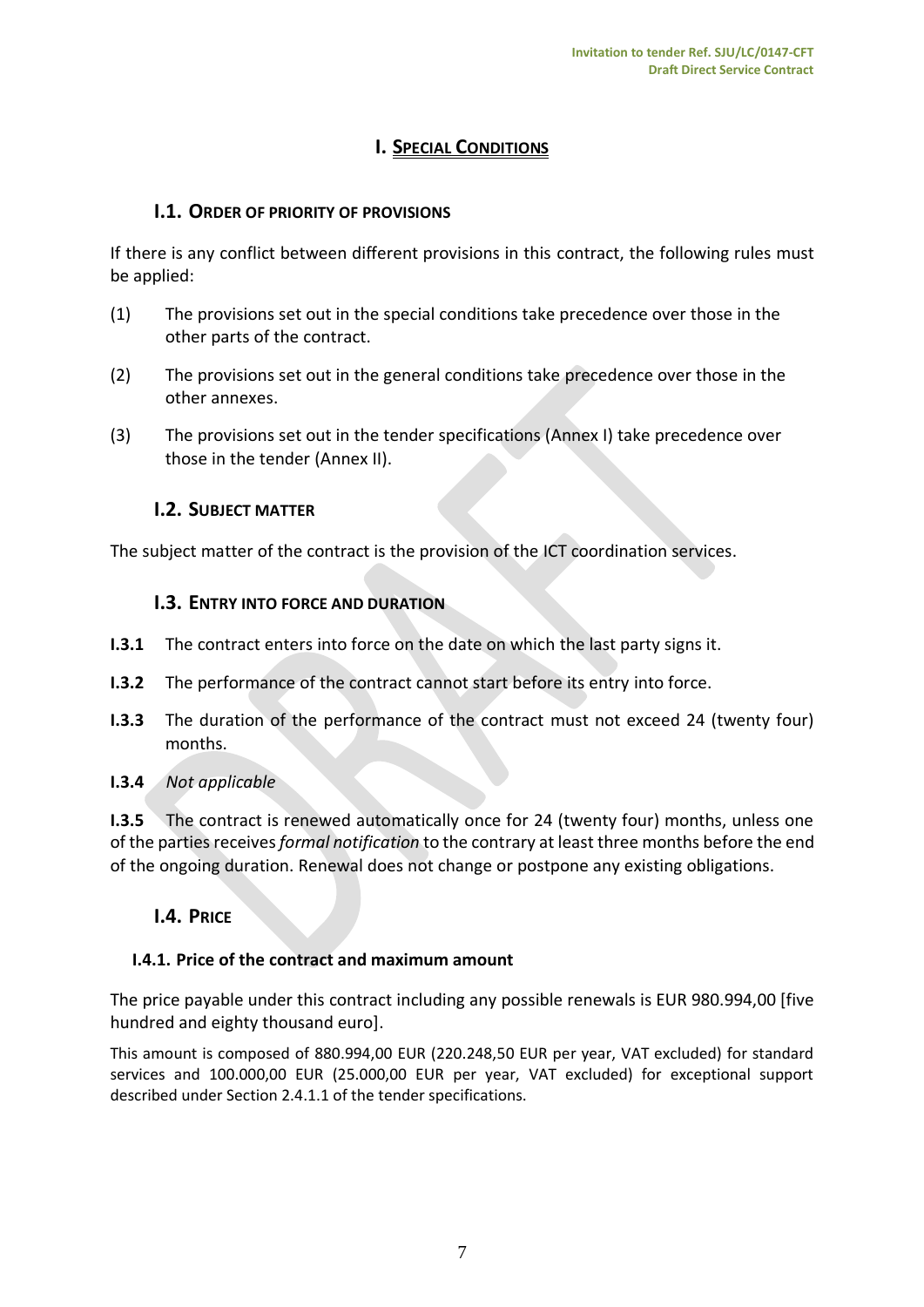# I. SPECIAL CONDITIONS

## I.1. ORDER OF PRIORITY OF PROVISIONS

If there is any conflict between different provisions in this contract, the following rules must be applied:

(1) The provisions set out in the special conditions take precedence over those in the other parts of the contract.

(2) The provisions set out in the general conditions take precedence over those in the other annexes.

(3) The provisions set out in the tender specifications (Annex I) take precedence over those in the tender (Annex II).

## I.2. SUBJECT MATTER

The subject matter of the contract is the provision of the ICT coordination services.

## I.3. ENTRY INTO FORCE AND DURATION

**I.3.1** The contract enters into force on the date on which the last party signs it.

**I.3.2** The performance of the contract cannot start before its entry into force.

**I.3.3** The duration of the performance of the contract must not exceed 24 (twenty four) months.

**I.3.4** *Not applicable*

**I.3.5** The contract is renewed automatically once for 24 (twenty four) months, unless one of the parties receives *formal notification* to the contrary at least three months before the end of the ongoing duration. Renewal does not change or postpone any existing obligations.

## I.4. PRICE

### I.4.1. Price of the contract and maximum amount

The price payable under this contract including any possible renewals is EUR 980.994,00 [five hundred and eighty thousand euro].

This amount is composed of 880.994,00 EUR (220.248,50 EUR per year, VAT excluded) for standard services and 100.000,00 EUR (25.000,00 EUR per year, VAT excluded) for exceptional support described under Section 2.4.1.1 of the tender specifications.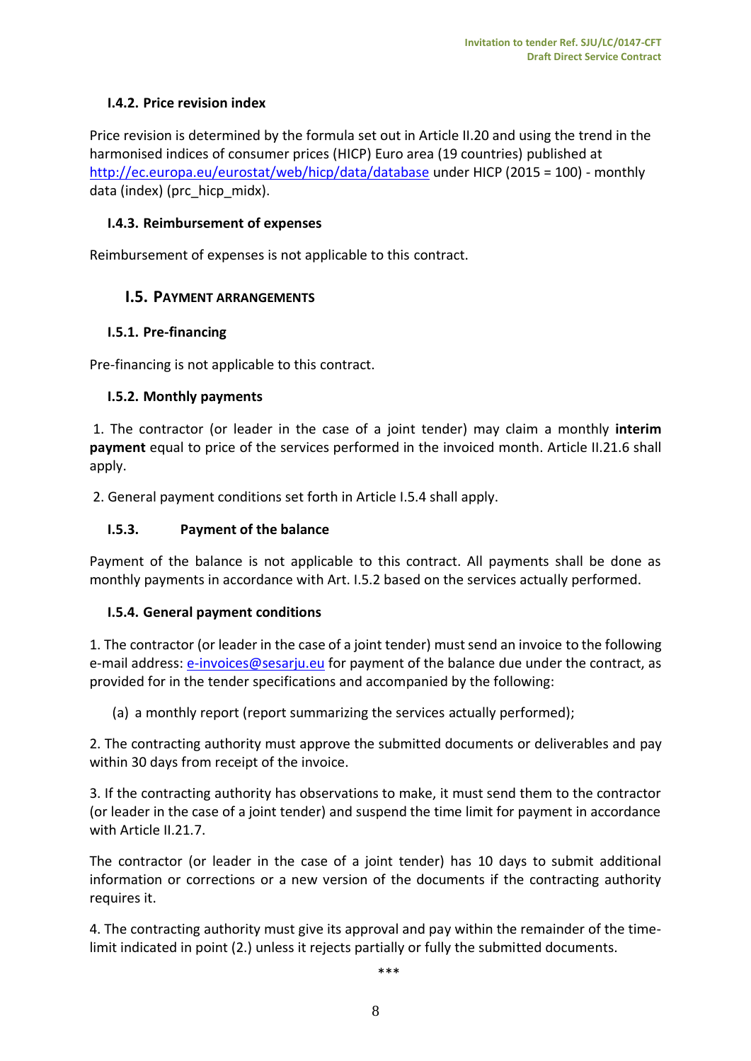#### I.4.2. Price revision index

Price revision is determined by the formula set out in Article II.20 and using the trend in the harmonised indices of consumer prices (HICP) Euro area (19 countries) published at http://ec.europa.eu/eurostat/web/hicp/data/database under HICP (2015 = 100) - monthly data (index) (prc_hicp_midx).

#### I.4.3. Reimbursement of expenses

Reimbursement of expenses is not applicable to this contract.

### I.5. Payment arrangements

#### I.5.1. Pre-financing

Pre-financing is not applicable to this contract.

#### I.5.2. Monthly payments

1. The contractor (or leader in the case of a joint tender) may claim a monthly **interim payment** equal to price of the services performed in the invoiced month. Article II.21.6 shall apply.

2. General payment conditions set forth in Article I.5.4 shall apply.

#### I.5.3. Payment of the balance

Payment of the balance is not applicable to this contract. All payments shall be done as monthly payments in accordance with Art. I.5.2 based on the services actually performed.

#### I.5.4. General payment conditions

1. The contractor (or leader in the case of a joint tender) must send an invoice to the following e-mail address: e-invoices@sesarju.eu for payment of the balance due under the contract, as provided for in the tender specifications and accompanied by the following:

   (a) a monthly report (report summarizing the services actually performed);

2. The contracting authority must approve the submitted documents or deliverables and pay within 30 days from receipt of the invoice.

3. If the contracting authority has observations to make, it must send them to the contractor (or leader in the case of a joint tender) and suspend the time limit for payment in accordance with Article II.21.7.

The contractor (or leader in the case of a joint tender) has 10 days to submit additional information or corrections or a new version of the documents if the contracting authority requires it.

4. The contracting authority must give its approval and pay within the remainder of the time-limit indicated in point (2.) unless it rejects partially or fully the submitted documents.

\*\*\*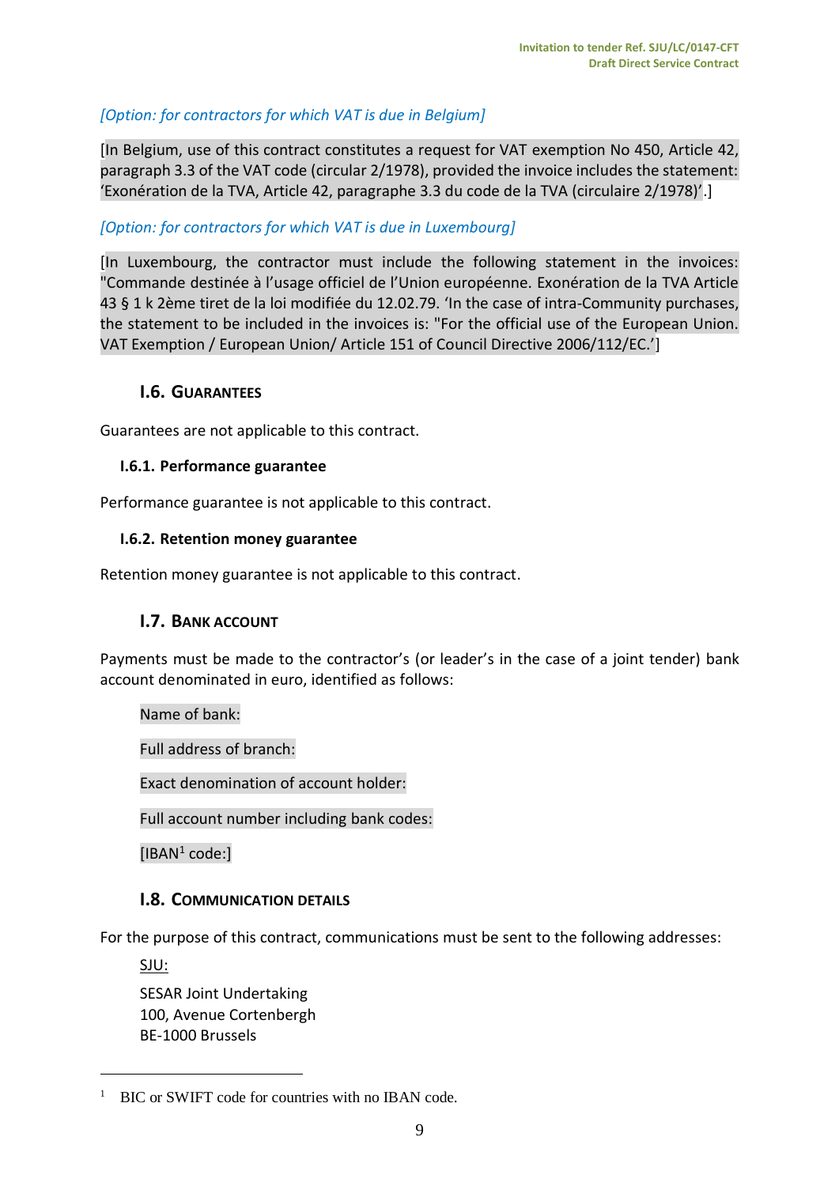*[Option: for contractors for which VAT is due in Belgium]*

[In Belgium, use of this contract constitutes a request for VAT exemption No 450, Article 42, paragraph 3.3 of the VAT code (circular 2/1978), provided the invoice includes the statement: 'Exonération de la TVA, Article 42, paragraphe 3.3 du code de la TVA (circulaire 2/1978)'.]

*[Option: for contractors for which VAT is due in Luxembourg]*

[In Luxembourg, the contractor must include the following statement in the invoices: "Commande destinée à l'usage officiel de l'Union européenne. Exonération de la TVA Article 43 § 1 k 2ème tiret de la loi modifiée du 12.02.79. 'In the case of intra-Community purchases, the statement to be included in the invoices is: "For the official use of the European Union. VAT Exemption / European Union/ Article 151 of Council Directive 2006/112/EC.']

## I.6. Guarantees

Guarantees are not applicable to this contract.

### I.6.1. Performance guarantee

Performance guarantee is not applicable to this contract.

### I.6.2. Retention money guarantee

Retention money guarantee is not applicable to this contract.

## I.7. Bank account

Payments must be made to the contractor's (or leader's in the case of a joint tender) bank account denominated in euro, identified as follows:

Name of bank:

Full address of branch:

Exact denomination of account holder:

Full account number including bank codes:

[IBAN[1] code:]

## I.8. Communication details

For the purpose of this contract, communications must be sent to the following addresses:

SJU:

SESAR Joint Undertaking
100, Avenue Cortenbergh
BE-1000 Brussels

[1] BIC or SWIFT code for countries with no IBAN code.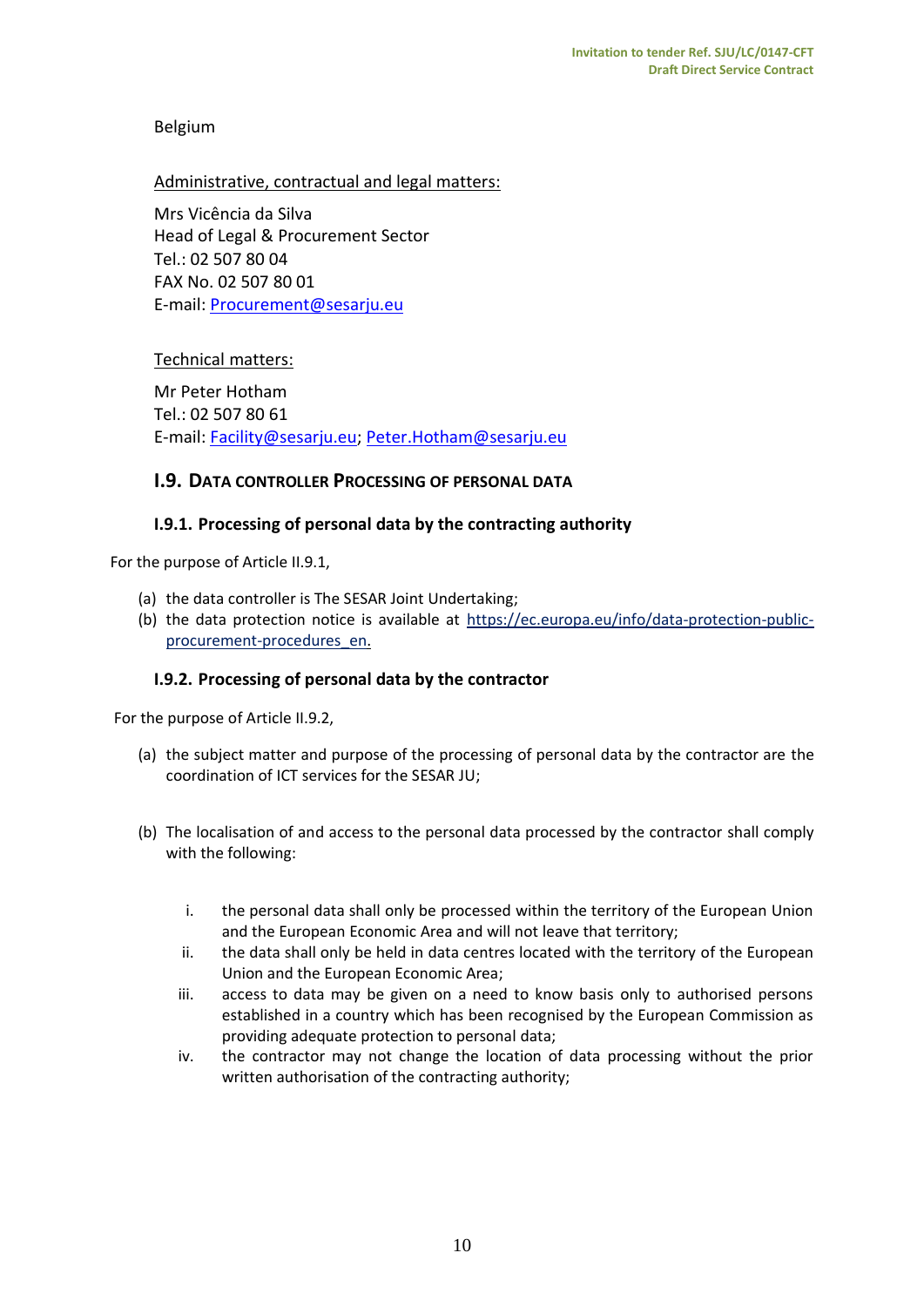Belgium

Administrative, contractual and legal matters:

Mrs Vicência da Silva
Head of Legal & Procurement Sector
Tel.: 02 507 80 04
FAX No. 02 507 80 01
E-mail: Procurement@sesarju.eu

Technical matters:

Mr Peter Hotham
Tel.: 02 507 80 61
E-mail: Facility@sesarju.eu; Peter.Hotham@sesarju.eu

## I.9. DATA CONTROLLER PROCESSING OF PERSONAL DATA

### I.9.1. Processing of personal data by the contracting authority

For the purpose of Article II.9.1,

(a) the data controller is The SESAR Joint Undertaking;
(b) the data protection notice is available at https://ec.europa.eu/info/data-protection-public-procurement-procedures_en.

### I.9.2. Processing of personal data by the contractor

For the purpose of Article II.9.2,

(a) the subject matter and purpose of the processing of personal data by the contractor are the coordination of ICT services for the SESAR JU;

(b) The localisation of and access to the personal data processed by the contractor shall comply with the following:

i. the personal data shall only be processed within the territory of the European Union and the European Economic Area and will not leave that territory;
ii. the data shall only be held in data centres located with the territory of the European Union and the European Economic Area;
iii. access to data may be given on a need to know basis only to authorised persons established in a country which has been recognised by the European Commission as providing adequate protection to personal data;
iv. the contractor may not change the location of data processing without the prior written authorisation of the contracting authority;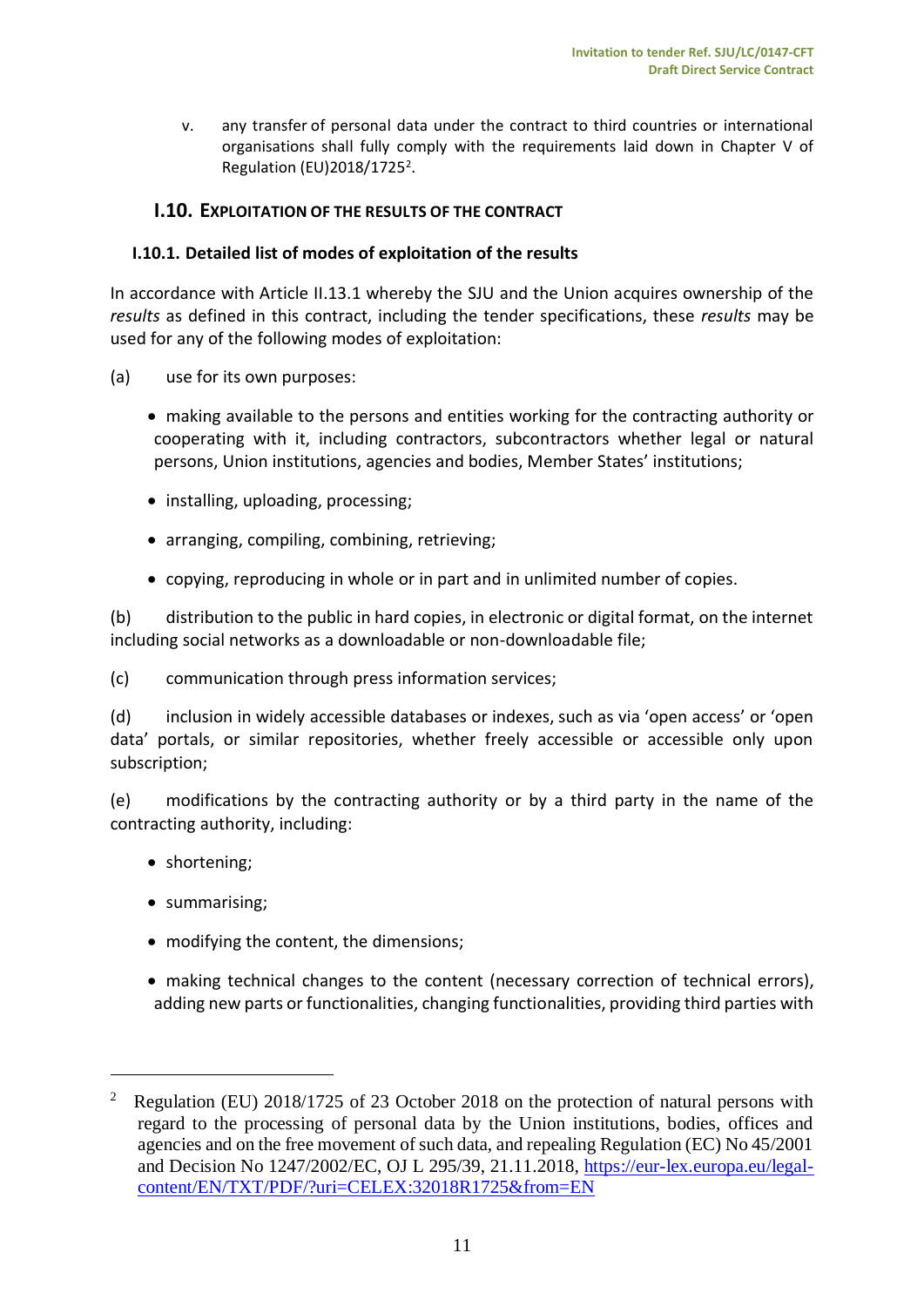v. any transfer of personal data under the contract to third countries or international organisations shall fully comply with the requirements laid down in Chapter V of Regulation (EU)2018/1725[2].

## I.10. EXPLOITATION OF THE RESULTS OF THE CONTRACT

### I.10.1. Detailed list of modes of exploitation of the results

In accordance with Article II.13.1 whereby the SJU and the Union acquires ownership of the *results* as defined in this contract, including the tender specifications, these *results* may be used for any of the following modes of exploitation:

(a) use for its own purposes:

- making available to the persons and entities working for the contracting authority or cooperating with it, including contractors, subcontractors whether legal or natural persons, Union institutions, agencies and bodies, Member States' institutions;
- installing, uploading, processing;
- arranging, compiling, combining, retrieving;
- copying, reproducing in whole or in part and in unlimited number of copies.

(b) distribution to the public in hard copies, in electronic or digital format, on the internet including social networks as a downloadable or non-downloadable file;

(c) communication through press information services;

(d) inclusion in widely accessible databases or indexes, such as via 'open access' or 'open data' portals, or similar repositories, whether freely accessible or accessible only upon subscription;

(e) modifications by the contracting authority or by a third party in the name of the contracting authority, including:

- shortening;
- summarising;
- modifying the content, the dimensions;
- making technical changes to the content (necessary correction of technical errors), adding new parts or functionalities, changing functionalities, providing third parties with

[2] Regulation (EU) 2018/1725 of 23 October 2018 on the protection of natural persons with regard to the processing of personal data by the Union institutions, bodies, offices and agencies and on the free movement of such data, and repealing Regulation (EC) No 45/2001 and Decision No 1247/2002/EC, OJ L 295/39, 21.11.2018, https://eur-lex.europa.eu/legal-content/EN/TXT/PDF/?uri=CELEX:32018R1725&from=EN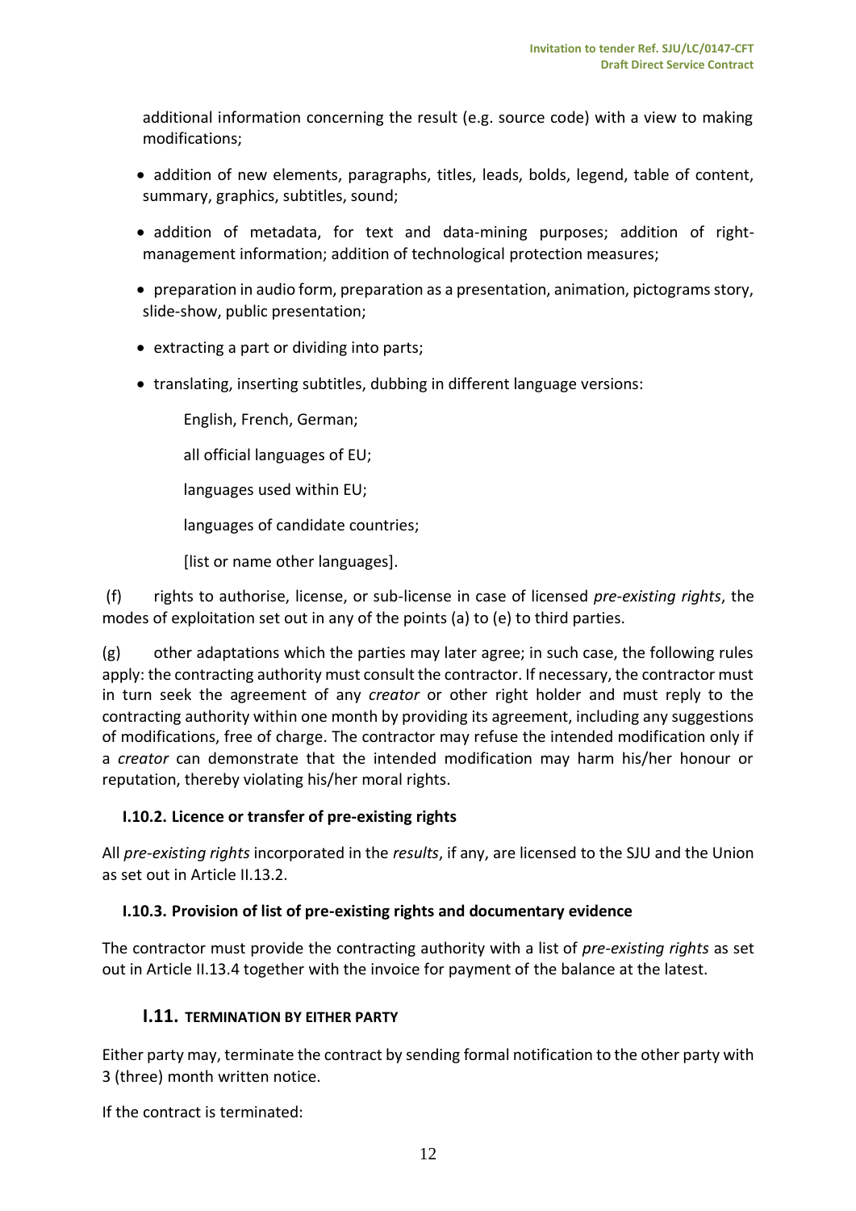additional information concerning the result (e.g. source code) with a view to making modifications;

- addition of new elements, paragraphs, titles, leads, bolds, legend, table of content, summary, graphics, subtitles, sound;
- addition of metadata, for text and data-mining purposes; addition of right-management information; addition of technological protection measures;
- preparation in audio form, preparation as a presentation, animation, pictograms story, slide-show, public presentation;
- extracting a part or dividing into parts;
- translating, inserting subtitles, dubbing in different language versions:

  English, French, German;

  all official languages of EU;

  languages used within EU;

  languages of candidate countries;

  [list or name other languages].

(f) rights to authorise, license, or sub-license in case of licensed *pre-existing rights*, the modes of exploitation set out in any of the points (a) to (e) to third parties.

(g) other adaptations which the parties may later agree; in such case, the following rules apply: the contracting authority must consult the contractor. If necessary, the contractor must in turn seek the agreement of any *creator* or other right holder and must reply to the contracting authority within one month by providing its agreement, including any suggestions of modifications, free of charge. The contractor may refuse the intended modification only if a *creator* can demonstrate that the intended modification may harm his/her honour or reputation, thereby violating his/her moral rights.

### I.10.2. Licence or transfer of pre-existing rights

All *pre-existing rights* incorporated in the *results*, if any, are licensed to the SJU and the Union as set out in Article II.13.2.

### I.10.3. Provision of list of pre-existing rights and documentary evidence

The contractor must provide the contracting authority with a list of *pre-existing rights* as set out in Article II.13.4 together with the invoice for payment of the balance at the latest.

## I.11. TERMINATION BY EITHER PARTY

Either party may, terminate the contract by sending formal notification to the other party with 3 (three) month written notice.

If the contract is terminated: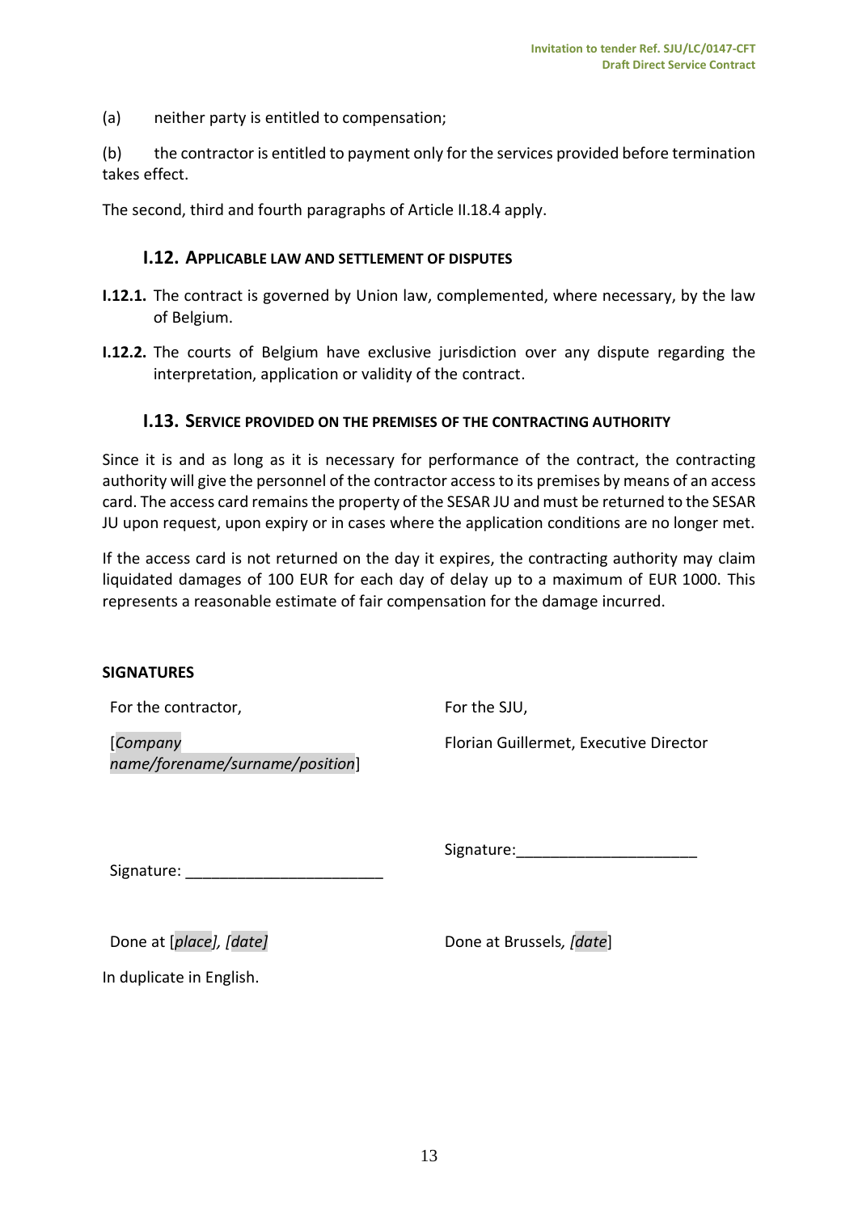(a) neither party is entitled to compensation;

(b) the contractor is entitled to payment only for the services provided before termination takes effect.

The second, third and fourth paragraphs of Article II.18.4 apply.

### I.12. APPLICABLE LAW AND SETTLEMENT OF DISPUTES

**I.12.1.** The contract is governed by Union law, complemented, where necessary, by the law of Belgium.

**I.12.2.** The courts of Belgium have exclusive jurisdiction over any dispute regarding the interpretation, application or validity of the contract.

### I.13. SERVICE PROVIDED ON THE PREMISES OF THE CONTRACTING AUTHORITY

Since it is and as long as it is necessary for performance of the contract, the contracting authority will give the personnel of the contractor access to its premises by means of an access card. The access card remains the property of the SESAR JU and must be returned to the SESAR JU upon request, upon expiry or in cases where the application conditions are no longer met.

If the access card is not returned on the day it expires, the contracting authority may claim liquidated damages of 100 EUR for each day of delay up to a maximum of EUR 1000. This represents a reasonable estimate of fair compensation for the damage incurred.

**SIGNATURES**

| For the contractor, | For the SJU, |
|---|---|
| [*Company name/forename/surname/position*] | Florian Guillermet, Executive Director |
| Signature: _______________________ | Signature:_____________________ |
| Done at [*place*], [*date*] | Done at Brussels, [*date*] |

In duplicate in English.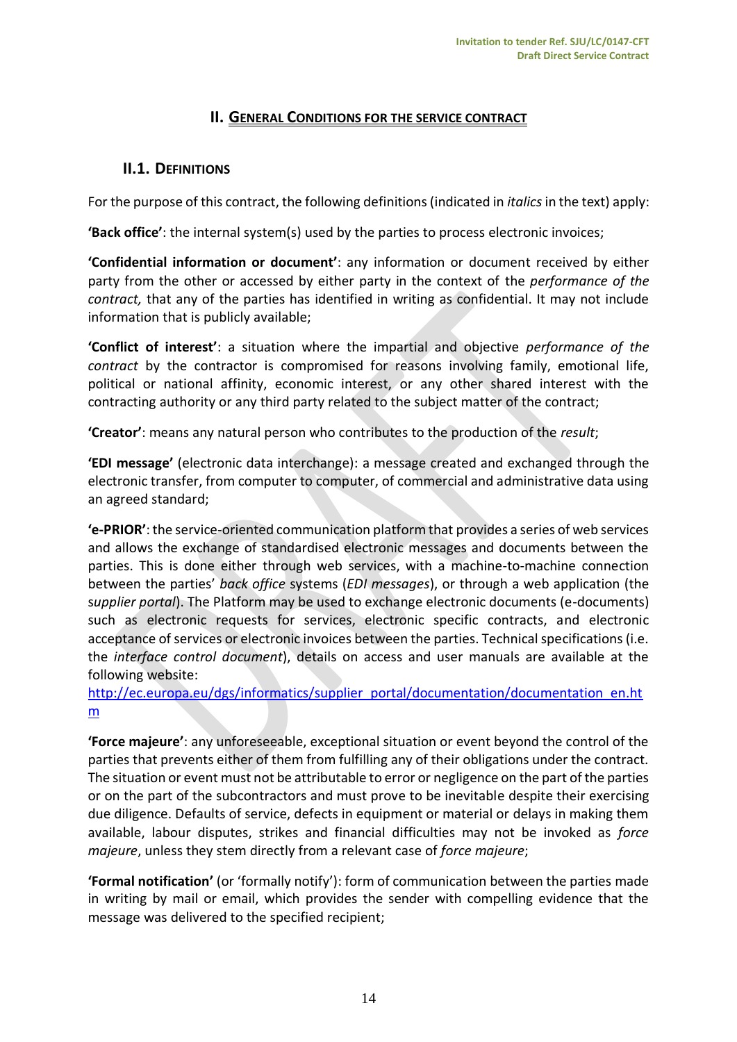## II. GENERAL CONDITIONS FOR THE SERVICE CONTRACT

### II.1. DEFINITIONS

For the purpose of this contract, the following definitions (indicated in *italics* in the text) apply:

**'Back office'**: the internal system(s) used by the parties to process electronic invoices;

**'Confidential information or document'**: any information or document received by either party from the other or accessed by either party in the context of the *performance of the contract,* that any of the parties has identified in writing as confidential. It may not include information that is publicly available;

**'Conflict of interest'**: a situation where the impartial and objective *performance of the contract* by the contractor is compromised for reasons involving family, emotional life, political or national affinity, economic interest, or any other shared interest with the contracting authority or any third party related to the subject matter of the contract;

**'Creator'**: means any natural person who contributes to the production of the *result*;

**'EDI message'** (electronic data interchange): a message created and exchanged through the electronic transfer, from computer to computer, of commercial and administrative data using an agreed standard;

**'e-PRIOR'**: the service-oriented communication platform that provides a series of web services and allows the exchange of standardised electronic messages and documents between the parties. This is done either through web services, with a machine-to-machine connection between the parties' *back office* systems (*EDI messages*), or through a web application (the *supplier portal*). The Platform may be used to exchange electronic documents (e-documents) such as electronic requests for services, electronic specific contracts, and electronic acceptance of services or electronic invoices between the parties. Technical specifications (i.e. the *interface control document*), details on access and user manuals are available at the following website:
[http://ec.europa.eu/dgs/informatics/supplier_portal/documentation/documentation_en.htm](http://ec.europa.eu/dgs/informatics/supplier_portal/documentation/documentation_en.htm)

**'Force majeure'**: any unforeseeable, exceptional situation or event beyond the control of the parties that prevents either of them from fulfilling any of their obligations under the contract. The situation or event must not be attributable to error or negligence on the part of the parties or on the part of the subcontractors and must prove to be inevitable despite their exercising due diligence. Defaults of service, defects in equipment or material or delays in making them available, labour disputes, strikes and financial difficulties may not be invoked as *force majeure*, unless they stem directly from a relevant case of *force majeure*;

**'Formal notification'** (or 'formally notify'): form of communication between the parties made in writing by mail or email, which provides the sender with compelling evidence that the message was delivered to the specified recipient;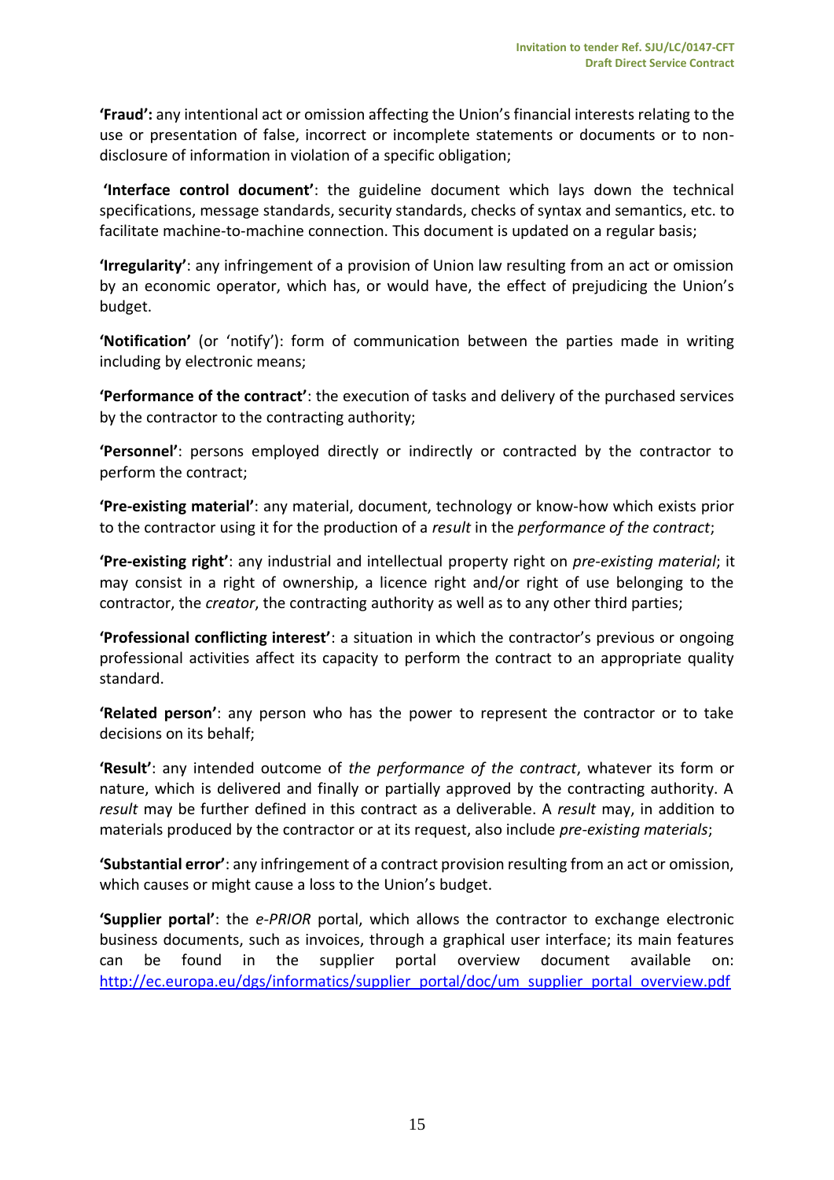**'Fraud':** any intentional act or omission affecting the Union's financial interests relating to the use or presentation of false, incorrect or incomplete statements or documents or to non-disclosure of information in violation of a specific obligation;

**'Interface control document'**: the guideline document which lays down the technical specifications, message standards, security standards, checks of syntax and semantics, etc. to facilitate machine-to-machine connection. This document is updated on a regular basis;

**'Irregularity'**: any infringement of a provision of Union law resulting from an act or omission by an economic operator, which has, or would have, the effect of prejudicing the Union's budget.

**'Notification'** (or 'notify'): form of communication between the parties made in writing including by electronic means;

**'Performance of the contract'**: the execution of tasks and delivery of the purchased services by the contractor to the contracting authority;

**'Personnel'**: persons employed directly or indirectly or contracted by the contractor to perform the contract;

**'Pre-existing material'**: any material, document, technology or know-how which exists prior to the contractor using it for the production of a *result* in the *performance of the contract*;

**'Pre-existing right'**: any industrial and intellectual property right on *pre-existing material*; it may consist in a right of ownership, a licence right and/or right of use belonging to the contractor, the *creator*, the contracting authority as well as to any other third parties;

**'Professional conflicting interest'**: a situation in which the contractor's previous or ongoing professional activities affect its capacity to perform the contract to an appropriate quality standard.

**'Related person'**: any person who has the power to represent the contractor or to take decisions on its behalf;

**'Result'**: any intended outcome of *the performance of the contract*, whatever its form or nature, which is delivered and finally or partially approved by the contracting authority. A *result* may be further defined in this contract as a deliverable. A *result* may, in addition to materials produced by the contractor or at its request, also include *pre-existing materials*;

**'Substantial error'**: any infringement of a contract provision resulting from an act or omission, which causes or might cause a loss to the Union's budget.

**'Supplier portal'**: the *e-PRIOR* portal, which allows the contractor to exchange electronic business documents, such as invoices, through a graphical user interface; its main features can be found in the supplier portal overview document available on: http://ec.europa.eu/dgs/informatics/supplier_portal/doc/um_supplier_portal_overview.pdf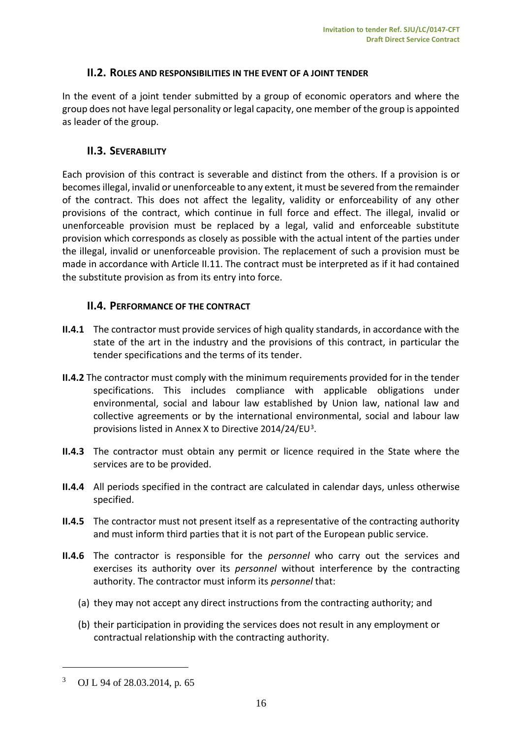## II.2. ROLES AND RESPONSIBILITIES IN THE EVENT OF A JOINT TENDER

In the event of a joint tender submitted by a group of economic operators and where the group does not have legal personality or legal capacity, one member of the group is appointed as leader of the group.

## II.3. SEVERABILITY

Each provision of this contract is severable and distinct from the others. If a provision is or becomes illegal, invalid or unenforceable to any extent, it must be severed from the remainder of the contract. This does not affect the legality, validity or enforceability of any other provisions of the contract, which continue in full force and effect. The illegal, invalid or unenforceable provision must be replaced by a legal, valid and enforceable substitute provision which corresponds as closely as possible with the actual intent of the parties under the illegal, invalid or unenforceable provision. The replacement of such a provision must be made in accordance with Article II.11. The contract must be interpreted as if it had contained the substitute provision as from its entry into force.

## II.4. PERFORMANCE OF THE CONTRACT

**II.4.1** The contractor must provide services of high quality standards, in accordance with the state of the art in the industry and the provisions of this contract, in particular the tender specifications and the terms of its tender.

**II.4.2** The contractor must comply with the minimum requirements provided for in the tender specifications. This includes compliance with applicable obligations under environmental, social and labour law established by Union law, national law and collective agreements or by the international environmental, social and labour law provisions listed in Annex X to Directive 2014/24/EU[3].

**II.4.3** The contractor must obtain any permit or licence required in the State where the services are to be provided.

**II.4.4** All periods specified in the contract are calculated in calendar days, unless otherwise specified.

**II.4.5** The contractor must not present itself as a representative of the contracting authority and must inform third parties that it is not part of the European public service.

**II.4.6** The contractor is responsible for the *personnel* who carry out the services and exercises its authority over its *personnel* without interference by the contracting authority. The contractor must inform its *personnel* that:

(a) they may not accept any direct instructions from the contracting authority; and

(b) their participation in providing the services does not result in any employment or contractual relationship with the contracting authority.

---

[3] OJ L 94 of 28.03.2014, p. 65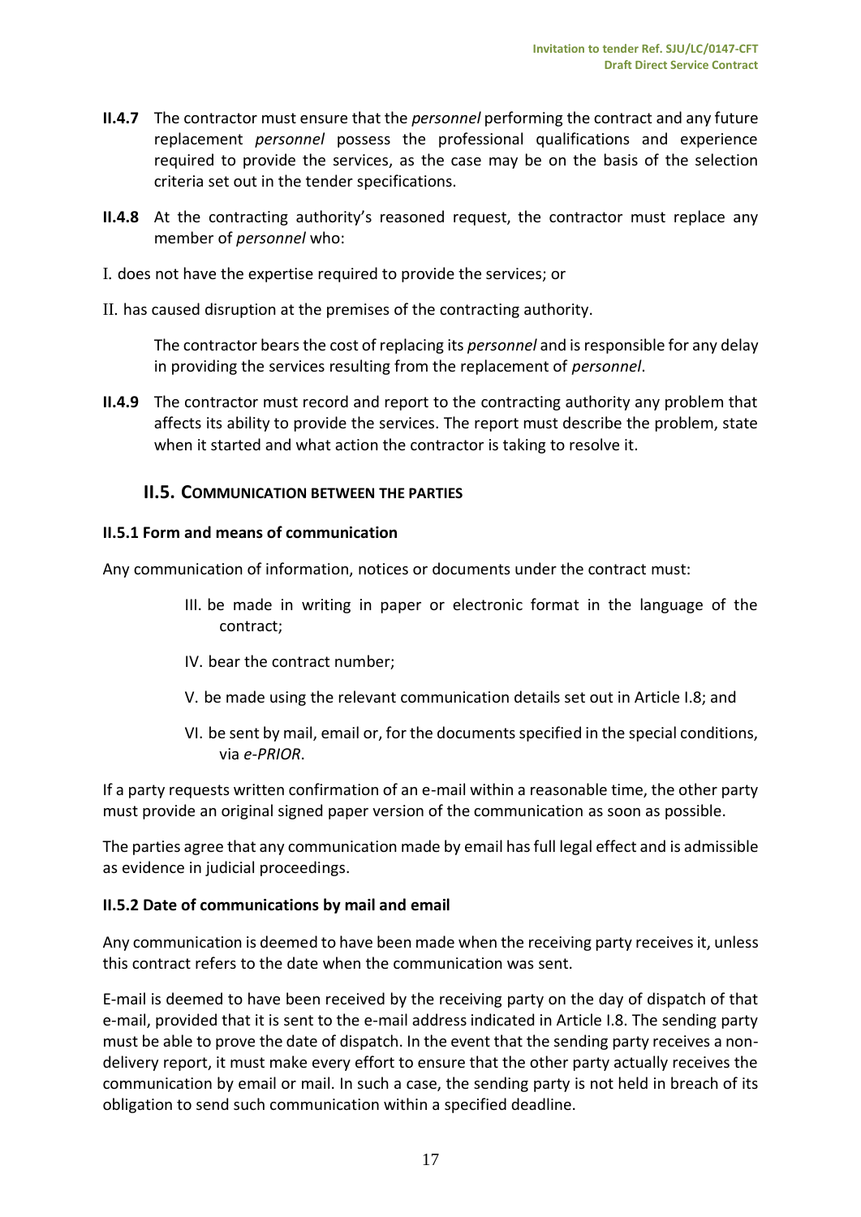**II.4.7** The contractor must ensure that the *personnel* performing the contract and any future replacement *personnel* possess the professional qualifications and experience required to provide the services, as the case may be on the basis of the selection criteria set out in the tender specifications.

**II.4.8** At the contracting authority's reasoned request, the contractor must replace any member of *personnel* who:

I. does not have the expertise required to provide the services; or

II. has caused disruption at the premises of the contracting authority.

The contractor bears the cost of replacing its *personnel* and is responsible for any delay in providing the services resulting from the replacement of *personnel*.

**II.4.9** The contractor must record and report to the contracting authority any problem that affects its ability to provide the services. The report must describe the problem, state when it started and what action the contractor is taking to resolve it.

## II.5. Communication between the parties

### II.5.1 Form and means of communication

Any communication of information, notices or documents under the contract must:

III. be made in writing in paper or electronic format in the language of the contract;

IV. bear the contract number;

V. be made using the relevant communication details set out in Article I.8; and

VI. be sent by mail, email or, for the documents specified in the special conditions, via *e-PRIOR*.

If a party requests written confirmation of an e-mail within a reasonable time, the other party must provide an original signed paper version of the communication as soon as possible.

The parties agree that any communication made by email has full legal effect and is admissible as evidence in judicial proceedings.

### II.5.2 Date of communications by mail and email

Any communication is deemed to have been made when the receiving party receives it, unless this contract refers to the date when the communication was sent.

E-mail is deemed to have been received by the receiving party on the day of dispatch of that e-mail, provided that it is sent to the e-mail address indicated in Article I.8. The sending party must be able to prove the date of dispatch. In the event that the sending party receives a non-delivery report, it must make every effort to ensure that the other party actually receives the communication by email or mail. In such a case, the sending party is not held in breach of its obligation to send such communication within a specified deadline.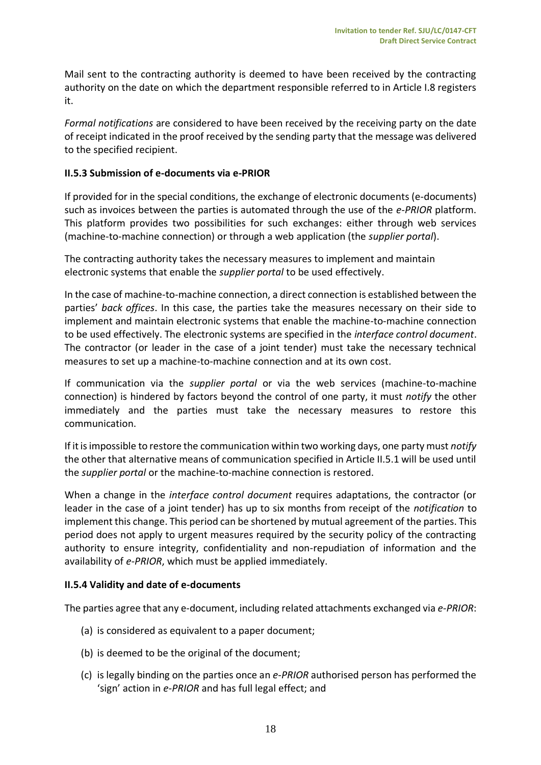Mail sent to the contracting authority is deemed to have been received by the contracting authority on the date on which the department responsible referred to in Article I.8 registers it.

*Formal notifications* are considered to have been received by the receiving party on the date of receipt indicated in the proof received by the sending party that the message was delivered to the specified recipient.

### II.5.3 Submission of e-documents via e-PRIOR

If provided for in the special conditions, the exchange of electronic documents (e-documents) such as invoices between the parties is automated through the use of the *e-PRIOR* platform. This platform provides two possibilities for such exchanges: either through web services (machine-to-machine connection) or through a web application (the *supplier portal*).

The contracting authority takes the necessary measures to implement and maintain electronic systems that enable the *supplier portal* to be used effectively.

In the case of machine-to-machine connection, a direct connection is established between the parties' *back offices*. In this case, the parties take the measures necessary on their side to implement and maintain electronic systems that enable the machine-to-machine connection to be used effectively. The electronic systems are specified in the *interface control document*. The contractor (or leader in the case of a joint tender) must take the necessary technical measures to set up a machine-to-machine connection and at its own cost.

If communication via the *supplier portal* or via the web services (machine-to-machine connection) is hindered by factors beyond the control of one party, it must *notify* the other immediately and the parties must take the necessary measures to restore this communication.

If it is impossible to restore the communication within two working days, one party must *notify* the other that alternative means of communication specified in Article II.5.1 will be used until the *supplier portal* or the machine-to-machine connection is restored.

When a change in the *interface control document* requires adaptations, the contractor (or leader in the case of a joint tender) has up to six months from receipt of the *notification* to implement this change. This period can be shortened by mutual agreement of the parties. This period does not apply to urgent measures required by the security policy of the contracting authority to ensure integrity, confidentiality and non-repudiation of information and the availability of *e-PRIOR*, which must be applied immediately.

### II.5.4 Validity and date of e-documents

The parties agree that any e-document, including related attachments exchanged via *e-PRIOR*:

(a) is considered as equivalent to a paper document;

(b) is deemed to be the original of the document;

(c) is legally binding on the parties once an *e-PRIOR* authorised person has performed the 'sign' action in *e-PRIOR* and has full legal effect; and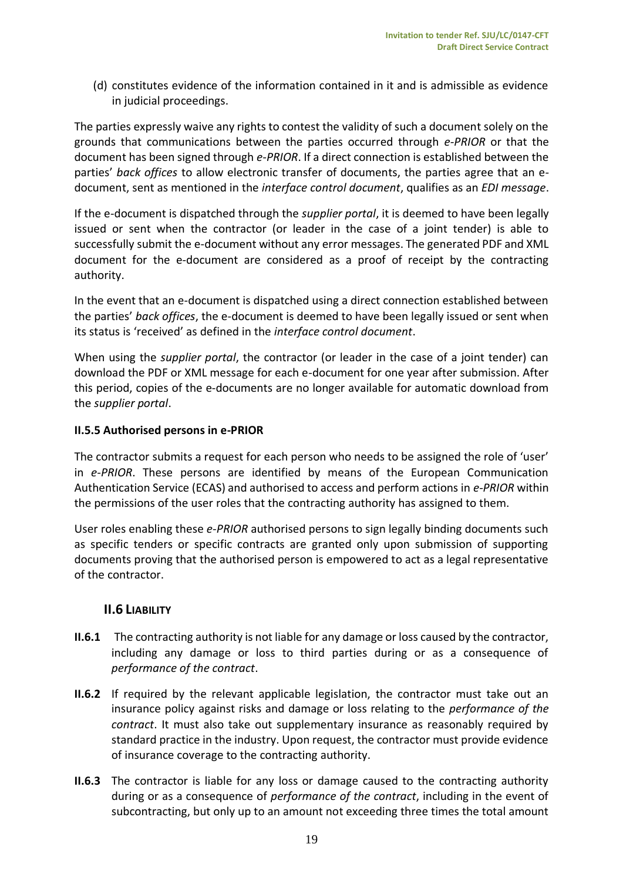(d) constitutes evidence of the information contained in it and is admissible as evidence in judicial proceedings.

The parties expressly waive any rights to contest the validity of such a document solely on the grounds that communications between the parties occurred through *e-PRIOR* or that the document has been signed through *e-PRIOR*. If a direct connection is established between the parties' *back offices* to allow electronic transfer of documents, the parties agree that an e-document, sent as mentioned in the *interface control document*, qualifies as an *EDI message*.

If the e-document is dispatched through the *supplier portal*, it is deemed to have been legally issued or sent when the contractor (or leader in the case of a joint tender) is able to successfully submit the e-document without any error messages. The generated PDF and XML document for the e-document are considered as a proof of receipt by the contracting authority.

In the event that an e-document is dispatched using a direct connection established between the parties' *back offices*, the e-document is deemed to have been legally issued or sent when its status is 'received' as defined in the *interface control document*.

When using the *supplier portal*, the contractor (or leader in the case of a joint tender) can download the PDF or XML message for each e-document for one year after submission. After this period, copies of the e-documents are no longer available for automatic download from the *supplier portal*.

#### II.5.5 Authorised persons in e-PRIOR

The contractor submits a request for each person who needs to be assigned the role of 'user' in *e-PRIOR*. These persons are identified by means of the European Communication Authentication Service (ECAS) and authorised to access and perform actions in *e-PRIOR* within the permissions of the user roles that the contracting authority has assigned to them.

User roles enabling these *e-PRIOR* authorised persons to sign legally binding documents such as specific tenders or specific contracts are granted only upon submission of supporting documents proving that the authorised person is empowered to act as a legal representative of the contractor.

### II.6 Liability

**II.6.1** The contracting authority is not liable for any damage or loss caused by the contractor, including any damage or loss to third parties during or as a consequence of *performance of the contract*.

**II.6.2** If required by the relevant applicable legislation, the contractor must take out an insurance policy against risks and damage or loss relating to the *performance of the contract*. It must also take out supplementary insurance as reasonably required by standard practice in the industry. Upon request, the contractor must provide evidence of insurance coverage to the contracting authority.

**II.6.3** The contractor is liable for any loss or damage caused to the contracting authority during or as a consequence of *performance of the contract*, including in the event of subcontracting, but only up to an amount not exceeding three times the total amount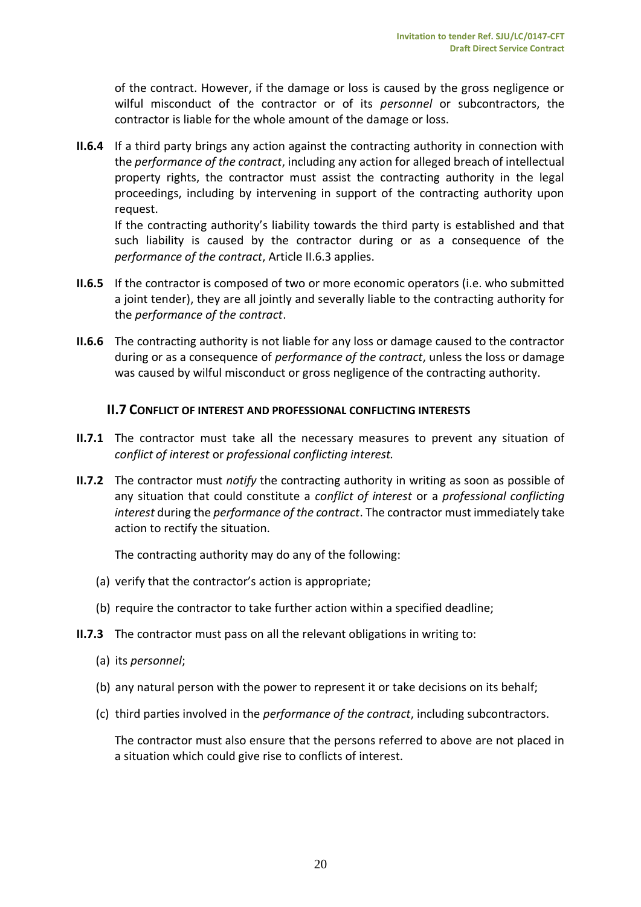of the contract. However, if the damage or loss is caused by the gross negligence or wilful misconduct of the contractor or of its *personnel* or subcontractors, the contractor is liable for the whole amount of the damage or loss.

**II.6.4** If a third party brings any action against the contracting authority in connection with the *performance of the contract*, including any action for alleged breach of intellectual property rights, the contractor must assist the contracting authority in the legal proceedings, including by intervening in support of the contracting authority upon request.

If the contracting authority's liability towards the third party is established and that such liability is caused by the contractor during or as a consequence of the *performance of the contract*, Article II.6.3 applies.

**II.6.5** If the contractor is composed of two or more economic operators (i.e. who submitted a joint tender), they are all jointly and severally liable to the contracting authority for the *performance of the contract*.

**II.6.6** The contracting authority is not liable for any loss or damage caused to the contractor during or as a consequence of *performance of the contract*, unless the loss or damage was caused by wilful misconduct or gross negligence of the contracting authority.

## II.7 Conflict of interest and professional conflicting interests

**II.7.1** The contractor must take all the necessary measures to prevent any situation of *conflict of interest* or *professional conflicting interest.*

**II.7.2** The contractor must *notify* the contracting authority in writing as soon as possible of any situation that could constitute a *conflict of interest* or a *professional conflicting interest* during the *performance of the contract*. The contractor must immediately take action to rectify the situation.

The contracting authority may do any of the following:

(a) verify that the contractor's action is appropriate;

(b) require the contractor to take further action within a specified deadline;

**II.7.3** The contractor must pass on all the relevant obligations in writing to:

(a) its *personnel*;

(b) any natural person with the power to represent it or take decisions on its behalf;

(c) third parties involved in the *performance of the contract*, including subcontractors.

The contractor must also ensure that the persons referred to above are not placed in a situation which could give rise to conflicts of interest.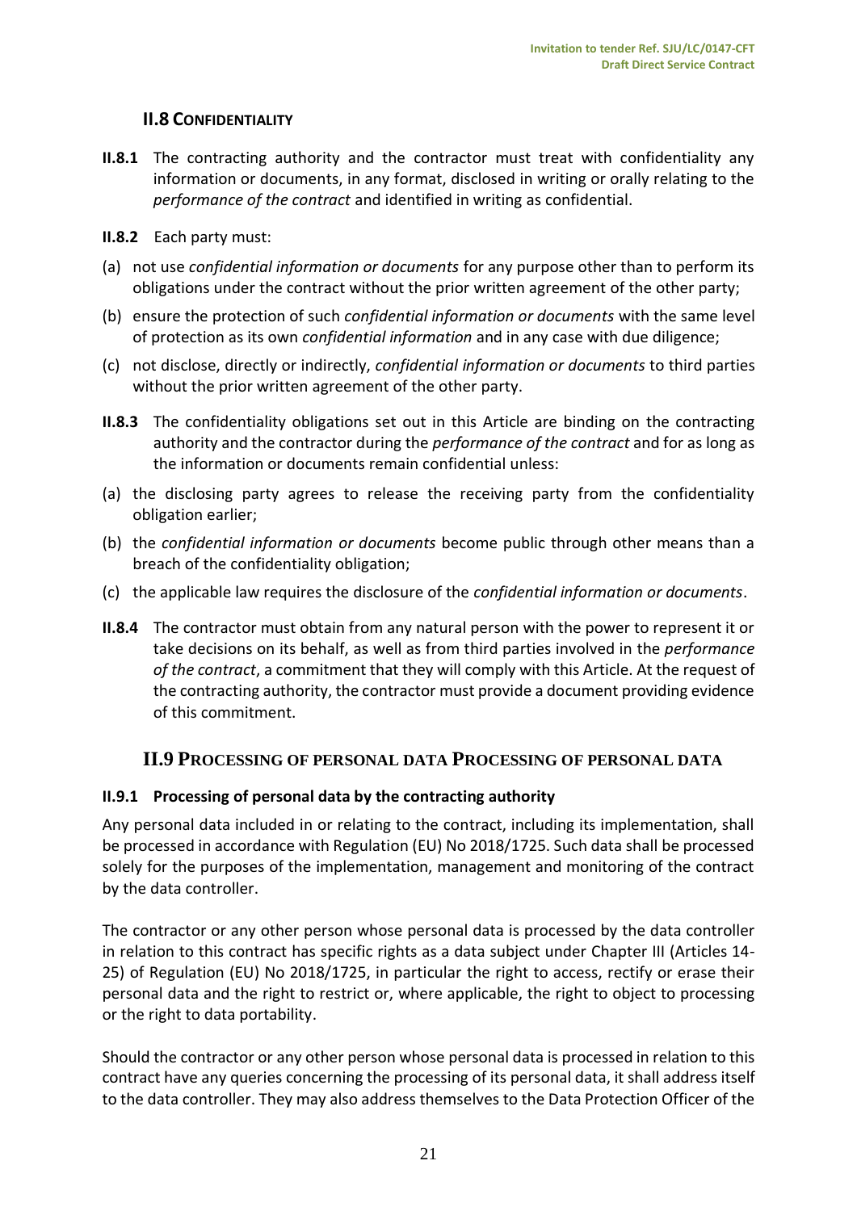## II.8 CONFIDENTIALITY

**II.8.1** The contracting authority and the contractor must treat with confidentiality any information or documents, in any format, disclosed in writing or orally relating to the *performance of the contract* and identified in writing as confidential.

**II.8.2** Each party must:

(a) not use *confidential information or documents* for any purpose other than to perform its obligations under the contract without the prior written agreement of the other party;

(b) ensure the protection of such *confidential information or documents* with the same level of protection as its own *confidential information* and in any case with due diligence;

(c) not disclose, directly or indirectly, *confidential information or documents* to third parties without the prior written agreement of the other party.

**II.8.3** The confidentiality obligations set out in this Article are binding on the contracting authority and the contractor during the *performance of the contract* and for as long as the information or documents remain confidential unless:

(a) the disclosing party agrees to release the receiving party from the confidentiality obligation earlier;

(b) the *confidential information or documents* become public through other means than a breach of the confidentiality obligation;

(c) the applicable law requires the disclosure of the *confidential information or documents*.

**II.8.4** The contractor must obtain from any natural person with the power to represent it or take decisions on its behalf, as well as from third parties involved in the *performance of the contract*, a commitment that they will comply with this Article. At the request of the contracting authority, the contractor must provide a document providing evidence of this commitment.

## II.9 PROCESSING OF PERSONAL DATA PROCESSING OF PERSONAL DATA

### II.9.1 Processing of personal data by the contracting authority

Any personal data included in or relating to the contract, including its implementation, shall be processed in accordance with Regulation (EU) No 2018/1725. Such data shall be processed solely for the purposes of the implementation, management and monitoring of the contract by the data controller.

The contractor or any other person whose personal data is processed by the data controller in relation to this contract has specific rights as a data subject under Chapter III (Articles 14-25) of Regulation (EU) No 2018/1725, in particular the right to access, rectify or erase their personal data and the right to restrict or, where applicable, the right to object to processing or the right to data portability.

Should the contractor or any other person whose personal data is processed in relation to this contract have any queries concerning the processing of its personal data, it shall address itself to the data controller. They may also address themselves to the Data Protection Officer of the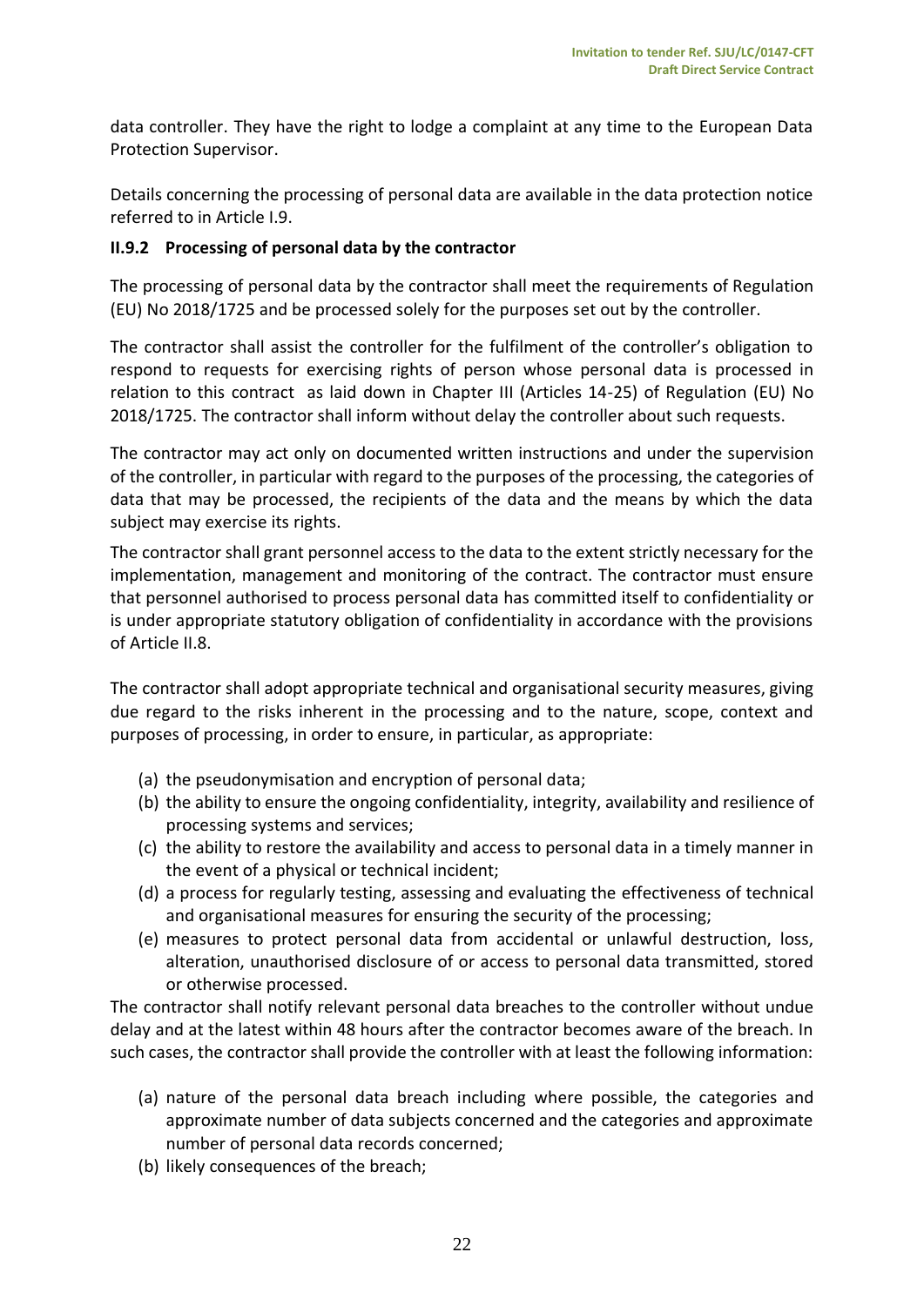data controller. They have the right to lodge a complaint at any time to the European Data Protection Supervisor.

Details concerning the processing of personal data are available in the data protection notice referred to in Article I.9.

### II.9.2 Processing of personal data by the contractor

The processing of personal data by the contractor shall meet the requirements of Regulation (EU) No 2018/1725 and be processed solely for the purposes set out by the controller.

The contractor shall assist the controller for the fulfilment of the controller's obligation to respond to requests for exercising rights of person whose personal data is processed in relation to this contract as laid down in Chapter III (Articles 14-25) of Regulation (EU) No 2018/1725. The contractor shall inform without delay the controller about such requests.

The contractor may act only on documented written instructions and under the supervision of the controller, in particular with regard to the purposes of the processing, the categories of data that may be processed, the recipients of the data and the means by which the data subject may exercise its rights.

The contractor shall grant personnel access to the data to the extent strictly necessary for the implementation, management and monitoring of the contract. The contractor must ensure that personnel authorised to process personal data has committed itself to confidentiality or is under appropriate statutory obligation of confidentiality in accordance with the provisions of Article II.8.

The contractor shall adopt appropriate technical and organisational security measures, giving due regard to the risks inherent in the processing and to the nature, scope, context and purposes of processing, in order to ensure, in particular, as appropriate:

(a) the pseudonymisation and encryption of personal data;
(b) the ability to ensure the ongoing confidentiality, integrity, availability and resilience of processing systems and services;
(c) the ability to restore the availability and access to personal data in a timely manner in the event of a physical or technical incident;
(d) a process for regularly testing, assessing and evaluating the effectiveness of technical and organisational measures for ensuring the security of the processing;
(e) measures to protect personal data from accidental or unlawful destruction, loss, alteration, unauthorised disclosure of or access to personal data transmitted, stored or otherwise processed.

The contractor shall notify relevant personal data breaches to the controller without undue delay and at the latest within 48 hours after the contractor becomes aware of the breach. In such cases, the contractor shall provide the controller with at least the following information:

(a) nature of the personal data breach including where possible, the categories and approximate number of data subjects concerned and the categories and approximate number of personal data records concerned;
(b) likely consequences of the breach;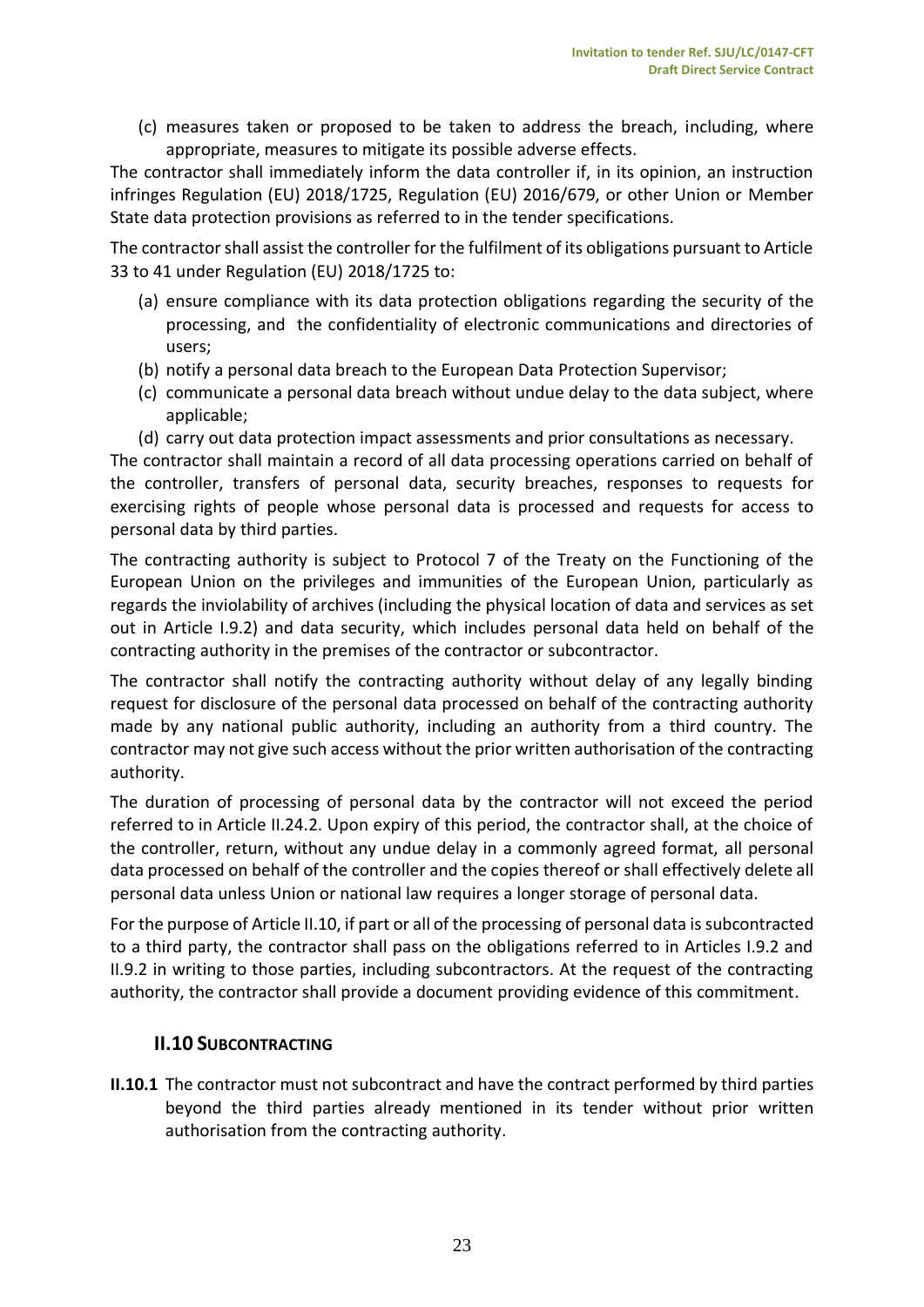(c) measures taken or proposed to be taken to address the breach, including, where appropriate, measures to mitigate its possible adverse effects.

The contractor shall immediately inform the data controller if, in its opinion, an instruction infringes Regulation (EU) 2018/1725, Regulation (EU) 2016/679, or other Union or Member State data protection provisions as referred to in the tender specifications.

The contractor shall assist the controller for the fulfilment of its obligations pursuant to Article 33 to 41 under Regulation (EU) 2018/1725 to:

(a) ensure compliance with its data protection obligations regarding the security of the processing, and the confidentiality of electronic communications and directories of users;

(b) notify a personal data breach to the European Data Protection Supervisor;

(c) communicate a personal data breach without undue delay to the data subject, where applicable;

(d) carry out data protection impact assessments and prior consultations as necessary.

The contractor shall maintain a record of all data processing operations carried on behalf of the controller, transfers of personal data, security breaches, responses to requests for exercising rights of people whose personal data is processed and requests for access to personal data by third parties.

The contracting authority is subject to Protocol 7 of the Treaty on the Functioning of the European Union on the privileges and immunities of the European Union, particularly as regards the inviolability of archives (including the physical location of data and services as set out in Article I.9.2) and data security, which includes personal data held on behalf of the contracting authority in the premises of the contractor or subcontractor.

The contractor shall notify the contracting authority without delay of any legally binding request for disclosure of the personal data processed on behalf of the contracting authority made by any national public authority, including an authority from a third country. The contractor may not give such access without the prior written authorisation of the contracting authority.

The duration of processing of personal data by the contractor will not exceed the period referred to in Article II.24.2. Upon expiry of this period, the contractor shall, at the choice of the controller, return, without any undue delay in a commonly agreed format, all personal data processed on behalf of the controller and the copies thereof or shall effectively delete all personal data unless Union or national law requires a longer storage of personal data.

For the purpose of Article II.10, if part or all of the processing of personal data is subcontracted to a third party, the contractor shall pass on the obligations referred to in Articles I.9.2 and II.9.2 in writing to those parties, including subcontractors. At the request of the contracting authority, the contractor shall provide a document providing evidence of this commitment.

## II.10 SUBCONTRACTING

**II.10.1** The contractor must not subcontract and have the contract performed by third parties beyond the third parties already mentioned in its tender without prior written authorisation from the contracting authority.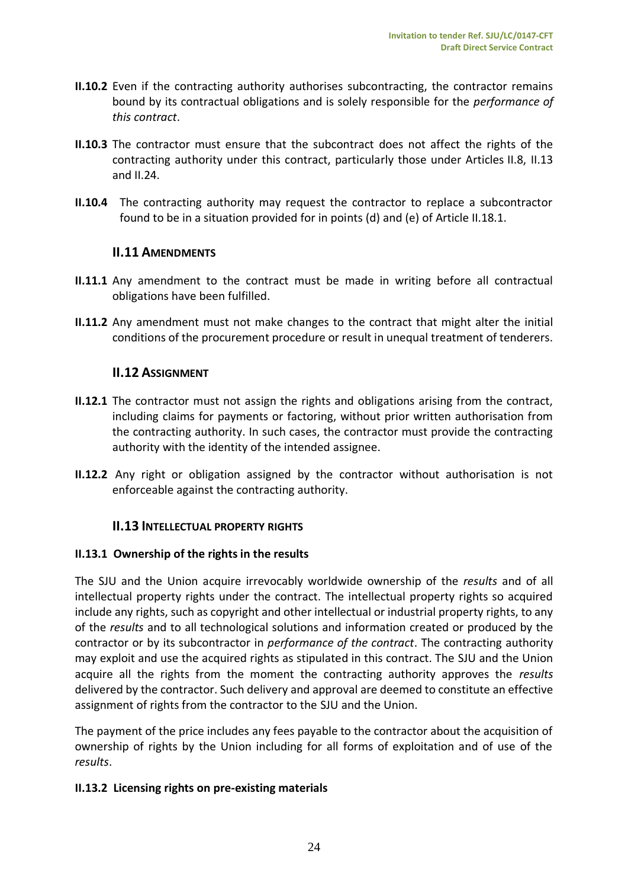**II.10.2** Even if the contracting authority authorises subcontracting, the contractor remains bound by its contractual obligations and is solely responsible for the *performance of this contract*.

**II.10.3** The contractor must ensure that the subcontract does not affect the rights of the contracting authority under this contract, particularly those under Articles II.8, II.13 and II.24.

**II.10.4** The contracting authority may request the contractor to replace a subcontractor found to be in a situation provided for in points (d) and (e) of Article II.18.1.

## II.11 AMENDMENTS

**II.11.1** Any amendment to the contract must be made in writing before all contractual obligations have been fulfilled.

**II.11.2** Any amendment must not make changes to the contract that might alter the initial conditions of the procurement procedure or result in unequal treatment of tenderers.

## II.12 ASSIGNMENT

**II.12.1** The contractor must not assign the rights and obligations arising from the contract, including claims for payments or factoring, without prior written authorisation from the contracting authority. In such cases, the contractor must provide the contracting authority with the identity of the intended assignee.

**II.12.2** Any right or obligation assigned by the contractor without authorisation is not enforceable against the contracting authority.

## II.13 INTELLECTUAL PROPERTY RIGHTS

### II.13.1 Ownership of the rights in the results

The SJU and the Union acquire irrevocably worldwide ownership of the *results* and of all intellectual property rights under the contract. The intellectual property rights so acquired include any rights, such as copyright and other intellectual or industrial property rights, to any of the *results* and to all technological solutions and information created or produced by the contractor or by its subcontractor in *performance of the contract*. The contracting authority may exploit and use the acquired rights as stipulated in this contract. The SJU and the Union acquire all the rights from the moment the contracting authority approves the *results* delivered by the contractor. Such delivery and approval are deemed to constitute an effective assignment of rights from the contractor to the SJU and the Union.

The payment of the price includes any fees payable to the contractor about the acquisition of ownership of rights by the Union including for all forms of exploitation and of use of the *results*.

### II.13.2 Licensing rights on pre-existing materials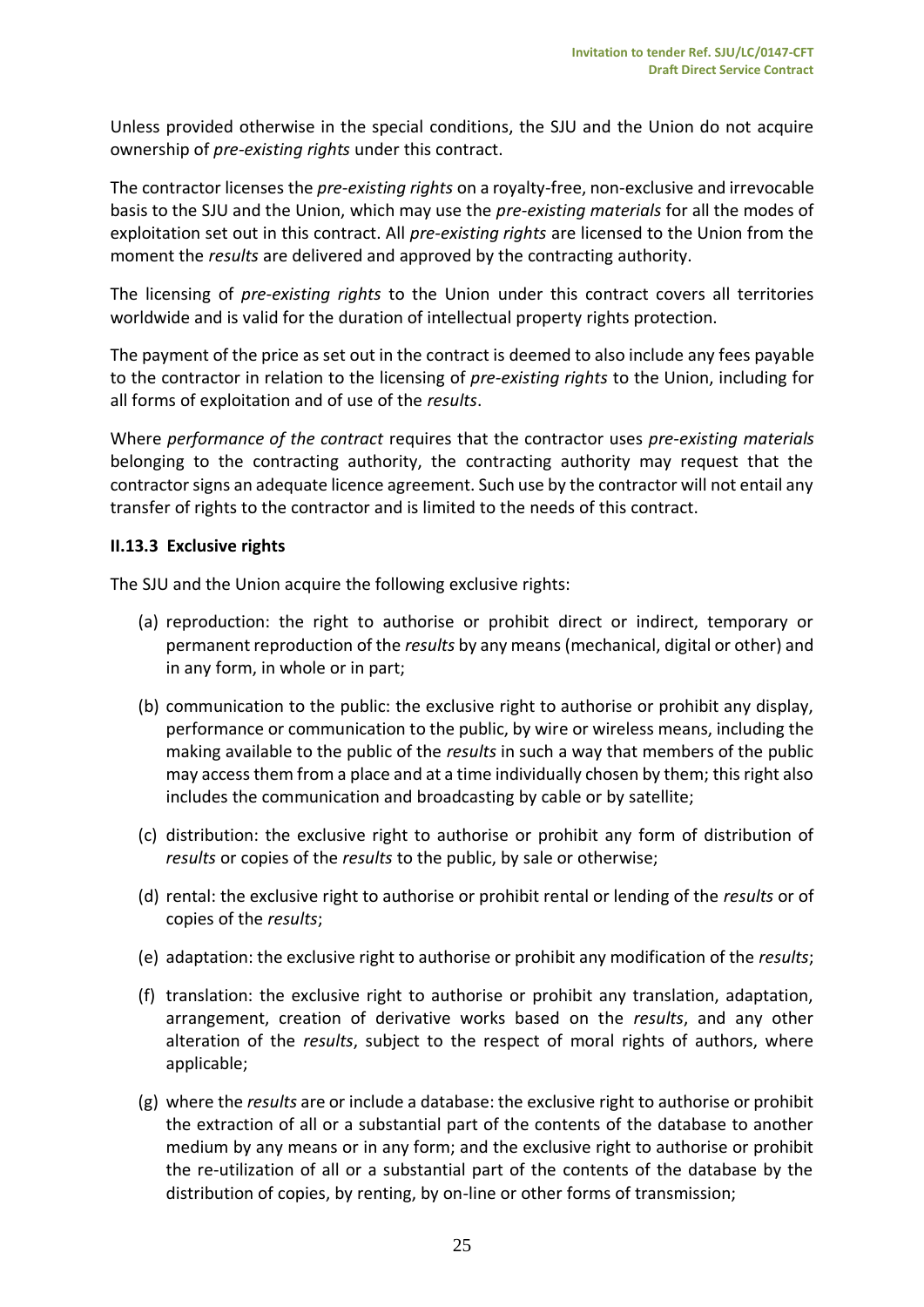Unless provided otherwise in the special conditions, the SJU and the Union do not acquire ownership of *pre-existing rights* under this contract.

The contractor licenses the *pre-existing rights* on a royalty-free, non-exclusive and irrevocable basis to the SJU and the Union, which may use the *pre-existing materials* for all the modes of exploitation set out in this contract. All *pre-existing rights* are licensed to the Union from the moment the *results* are delivered and approved by the contracting authority.

The licensing of *pre-existing rights* to the Union under this contract covers all territories worldwide and is valid for the duration of intellectual property rights protection.

The payment of the price as set out in the contract is deemed to also include any fees payable to the contractor in relation to the licensing of *pre-existing rights* to the Union, including for all forms of exploitation and of use of the *results*.

Where *performance of the contract* requires that the contractor uses *pre-existing materials* belonging to the contracting authority, the contracting authority may request that the contractor signs an adequate licence agreement. Such use by the contractor will not entail any transfer of rights to the contractor and is limited to the needs of this contract.

#### II.13.3 Exclusive rights

The SJU and the Union acquire the following exclusive rights:

(a) reproduction: the right to authorise or prohibit direct or indirect, temporary or permanent reproduction of the *results* by any means (mechanical, digital or other) and in any form, in whole or in part;

(b) communication to the public: the exclusive right to authorise or prohibit any display, performance or communication to the public, by wire or wireless means, including the making available to the public of the *results* in such a way that members of the public may access them from a place and at a time individually chosen by them; this right also includes the communication and broadcasting by cable or by satellite;

(c) distribution: the exclusive right to authorise or prohibit any form of distribution of *results* or copies of the *results* to the public, by sale or otherwise;

(d) rental: the exclusive right to authorise or prohibit rental or lending of the *results* or of copies of the *results*;

(e) adaptation: the exclusive right to authorise or prohibit any modification of the *results*;

(f) translation: the exclusive right to authorise or prohibit any translation, adaptation, arrangement, creation of derivative works based on the *results*, and any other alteration of the *results*, subject to the respect of moral rights of authors, where applicable;

(g) where the *results* are or include a database: the exclusive right to authorise or prohibit the extraction of all or a substantial part of the contents of the database to another medium by any means or in any form; and the exclusive right to authorise or prohibit the re-utilization of all or a substantial part of the contents of the database by the distribution of copies, by renting, by on-line or other forms of transmission;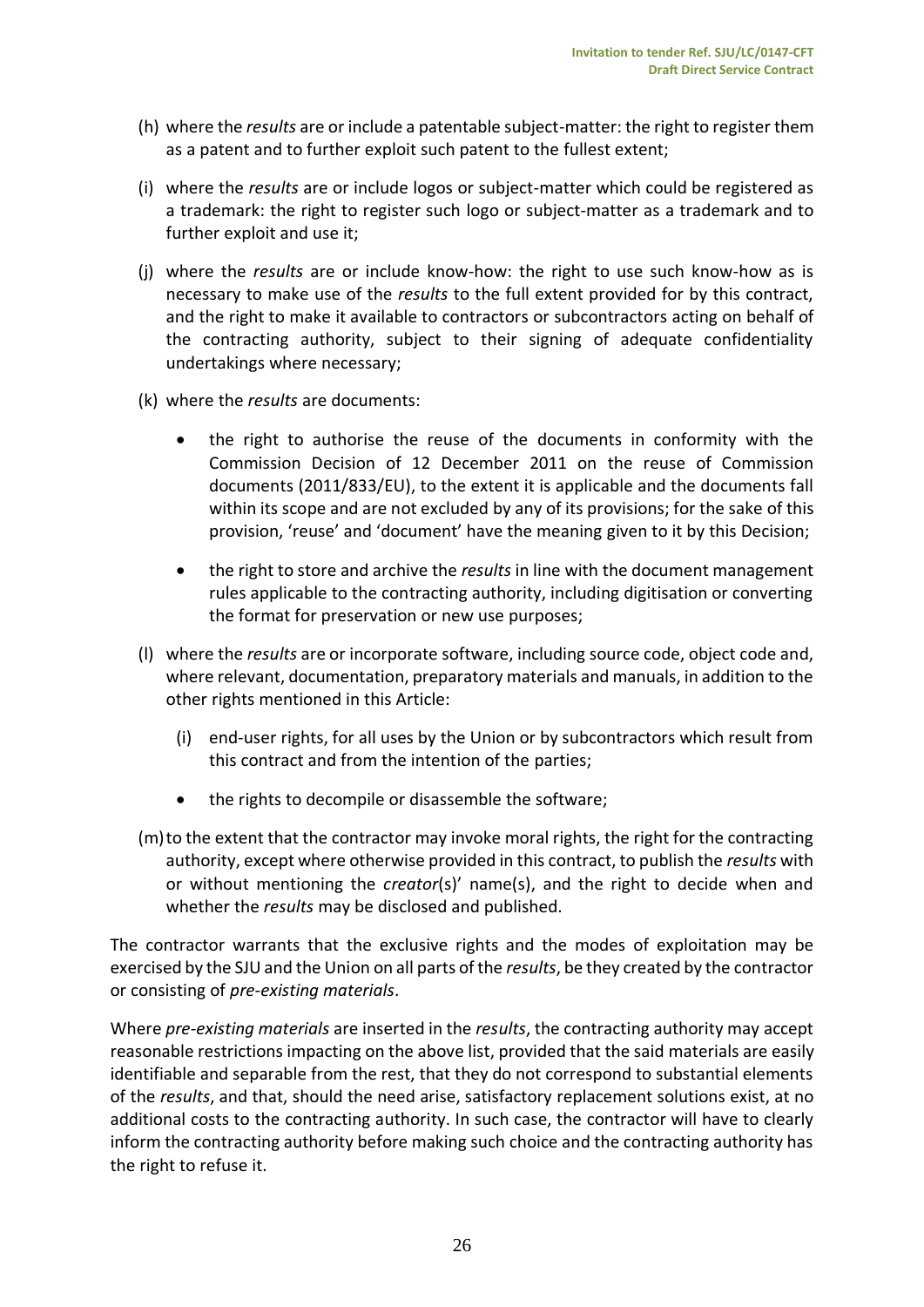(h) where the *results* are or include a patentable subject-matter: the right to register them as a patent and to further exploit such patent to the fullest extent;

(i) where the *results* are or include logos or subject-matter which could be registered as a trademark: the right to register such logo or subject-matter as a trademark and to further exploit and use it;

(j) where the *results* are or include know-how: the right to use such know-how as is necessary to make use of the *results* to the full extent provided for by this contract, and the right to make it available to contractors or subcontractors acting on behalf of the contracting authority, subject to their signing of adequate confidentiality undertakings where necessary;

(k) where the *results* are documents:

- the right to authorise the reuse of the documents in conformity with the Commission Decision of 12 December 2011 on the reuse of Commission documents (2011/833/EU), to the extent it is applicable and the documents fall within its scope and are not excluded by any of its provisions; for the sake of this provision, 'reuse' and 'document' have the meaning given to it by this Decision;
- the right to store and archive the *results* in line with the document management rules applicable to the contracting authority, including digitisation or converting the format for preservation or new use purposes;

(l) where the *results* are or incorporate software, including source code, object code and, where relevant, documentation, preparatory materials and manuals, in addition to the other rights mentioned in this Article:

   (i) end-user rights, for all uses by the Union or by subcontractors which result from this contract and from the intention of the parties;

   - the rights to decompile or disassemble the software;

(m) to the extent that the contractor may invoke moral rights, the right for the contracting authority, except where otherwise provided in this contract, to publish the *results* with or without mentioning the *creator*(s)' name(s), and the right to decide when and whether the *results* may be disclosed and published.

The contractor warrants that the exclusive rights and the modes of exploitation may be exercised by the SJU and the Union on all parts of the *results*, be they created by the contractor or consisting of *pre-existing materials*.

Where *pre-existing materials* are inserted in the *results*, the contracting authority may accept reasonable restrictions impacting on the above list, provided that the said materials are easily identifiable and separable from the rest, that they do not correspond to substantial elements of the *results*, and that, should the need arise, satisfactory replacement solutions exist, at no additional costs to the contracting authority. In such case, the contractor will have to clearly inform the contracting authority before making such choice and the contracting authority has the right to refuse it.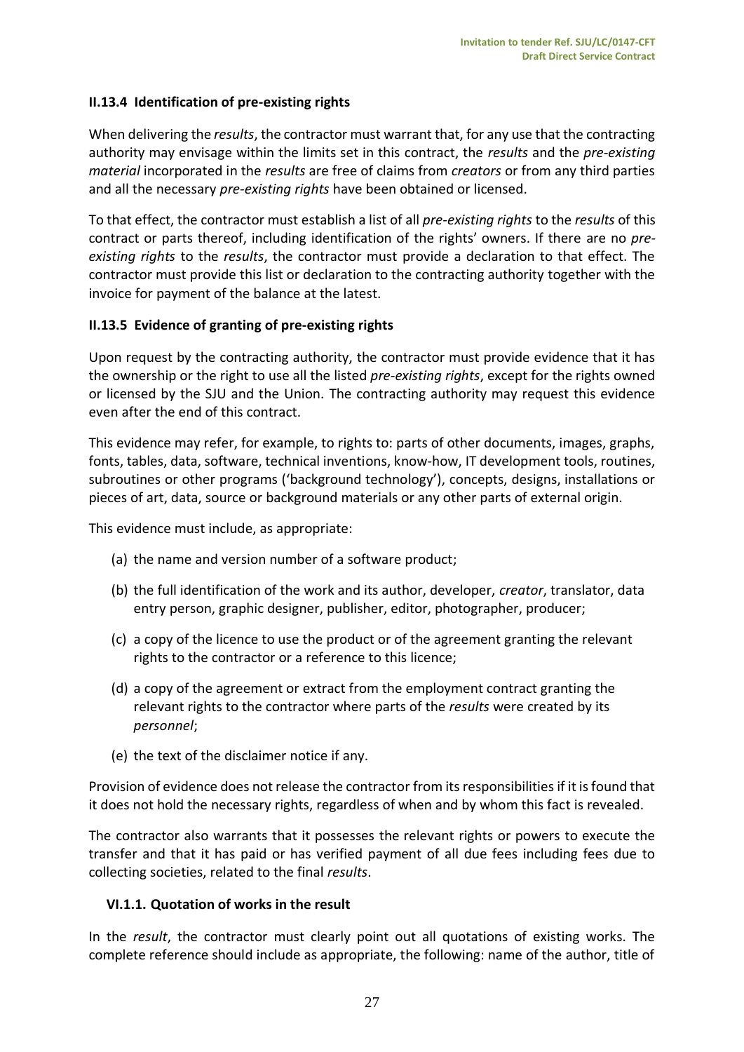### II.13.4 Identification of pre-existing rights

When delivering the *results*, the contractor must warrant that, for any use that the contracting authority may envisage within the limits set in this contract, the *results* and the *pre-existing material* incorporated in the *results* are free of claims from *creators* or from any third parties and all the necessary *pre-existing rights* have been obtained or licensed.

To that effect, the contractor must establish a list of all *pre-existing rights* to the *results* of this contract or parts thereof, including identification of the rights' owners. If there are no *pre-existing rights* to the *results*, the contractor must provide a declaration to that effect. The contractor must provide this list or declaration to the contracting authority together with the invoice for payment of the balance at the latest.

### II.13.5 Evidence of granting of pre-existing rights

Upon request by the contracting authority, the contractor must provide evidence that it has the ownership or the right to use all the listed *pre-existing rights*, except for the rights owned or licensed by the SJU and the Union. The contracting authority may request this evidence even after the end of this contract.

This evidence may refer, for example, to rights to: parts of other documents, images, graphs, fonts, tables, data, software, technical inventions, know-how, IT development tools, routines, subroutines or other programs ('background technology'), concepts, designs, installations or pieces of art, data, source or background materials or any other parts of external origin.

This evidence must include, as appropriate:

(a) the name and version number of a software product;

(b) the full identification of the work and its author, developer, *creator*, translator, data entry person, graphic designer, publisher, editor, photographer, producer;

(c) a copy of the licence to use the product or of the agreement granting the relevant rights to the contractor or a reference to this licence;

(d) a copy of the agreement or extract from the employment contract granting the relevant rights to the contractor where parts of the *results* were created by its *personnel*;

(e) the text of the disclaimer notice if any.

Provision of evidence does not release the contractor from its responsibilities if it is found that it does not hold the necessary rights, regardless of when and by whom this fact is revealed.

The contractor also warrants that it possesses the relevant rights or powers to execute the transfer and that it has paid or has verified payment of all due fees including fees due to collecting societies, related to the final *results*.

### VI.1.1. Quotation of works in the result

In the *result*, the contractor must clearly point out all quotations of existing works. The complete reference should include as appropriate, the following: name of the author, title of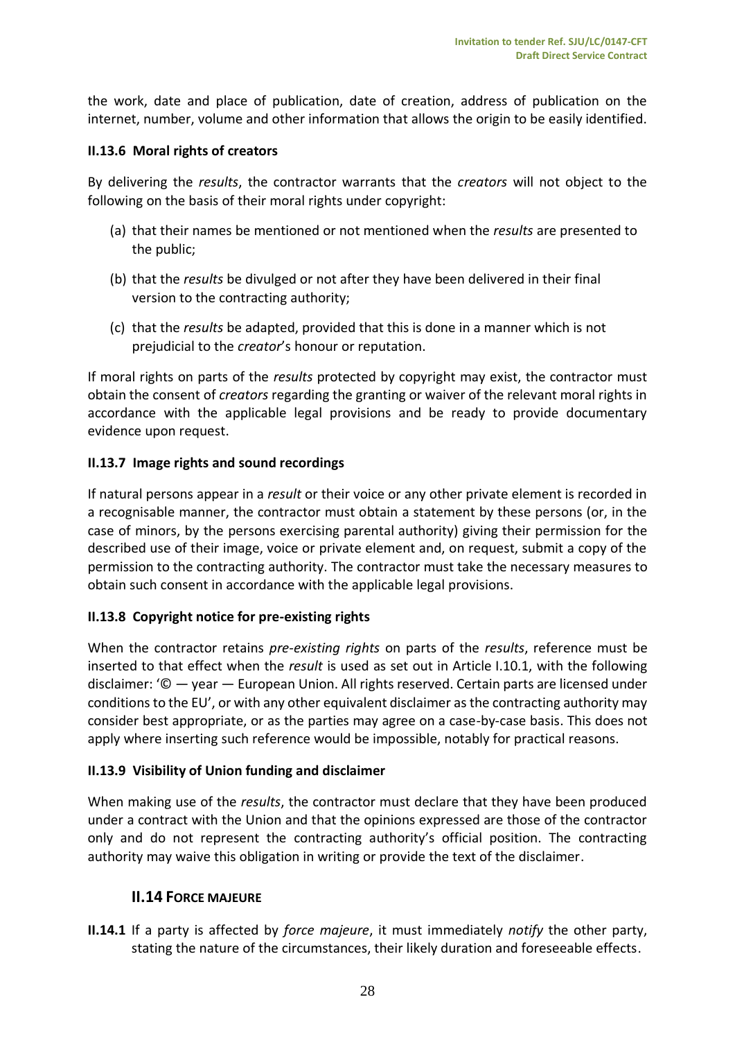the work, date and place of publication, date of creation, address of publication on the internet, number, volume and other information that allows the origin to be easily identified.

### II.13.6 Moral rights of creators

By delivering the *results*, the contractor warrants that the *creators* will not object to the following on the basis of their moral rights under copyright:

(a) that their names be mentioned or not mentioned when the *results* are presented to the public;

(b) that the *results* be divulged or not after they have been delivered in their final version to the contracting authority;

(c) that the *results* be adapted, provided that this is done in a manner which is not prejudicial to the *creator*'s honour or reputation.

If moral rights on parts of the *results* protected by copyright may exist, the contractor must obtain the consent of *creators* regarding the granting or waiver of the relevant moral rights in accordance with the applicable legal provisions and be ready to provide documentary evidence upon request.

### II.13.7 Image rights and sound recordings

If natural persons appear in a *result* or their voice or any other private element is recorded in a recognisable manner, the contractor must obtain a statement by these persons (or, in the case of minors, by the persons exercising parental authority) giving their permission for the described use of their image, voice or private element and, on request, submit a copy of the permission to the contracting authority. The contractor must take the necessary measures to obtain such consent in accordance with the applicable legal provisions.

### II.13.8 Copyright notice for pre-existing rights

When the contractor retains *pre-existing rights* on parts of the *results*, reference must be inserted to that effect when the *result* is used as set out in Article I.10.1, with the following disclaimer: '© — year — European Union. All rights reserved. Certain parts are licensed under conditions to the EU', or with any other equivalent disclaimer as the contracting authority may consider best appropriate, or as the parties may agree on a case-by-case basis. This does not apply where inserting such reference would be impossible, notably for practical reasons.

### II.13.9 Visibility of Union funding and disclaimer

When making use of the *results*, the contractor must declare that they have been produced under a contract with the Union and that the opinions expressed are those of the contractor only and do not represent the contracting authority's official position. The contracting authority may waive this obligation in writing or provide the text of the disclaimer.

## II.14 FORCE MAJEURE

**II.14.1** If a party is affected by *force majeure*, it must immediately *notify* the other party, stating the nature of the circumstances, their likely duration and foreseeable effects.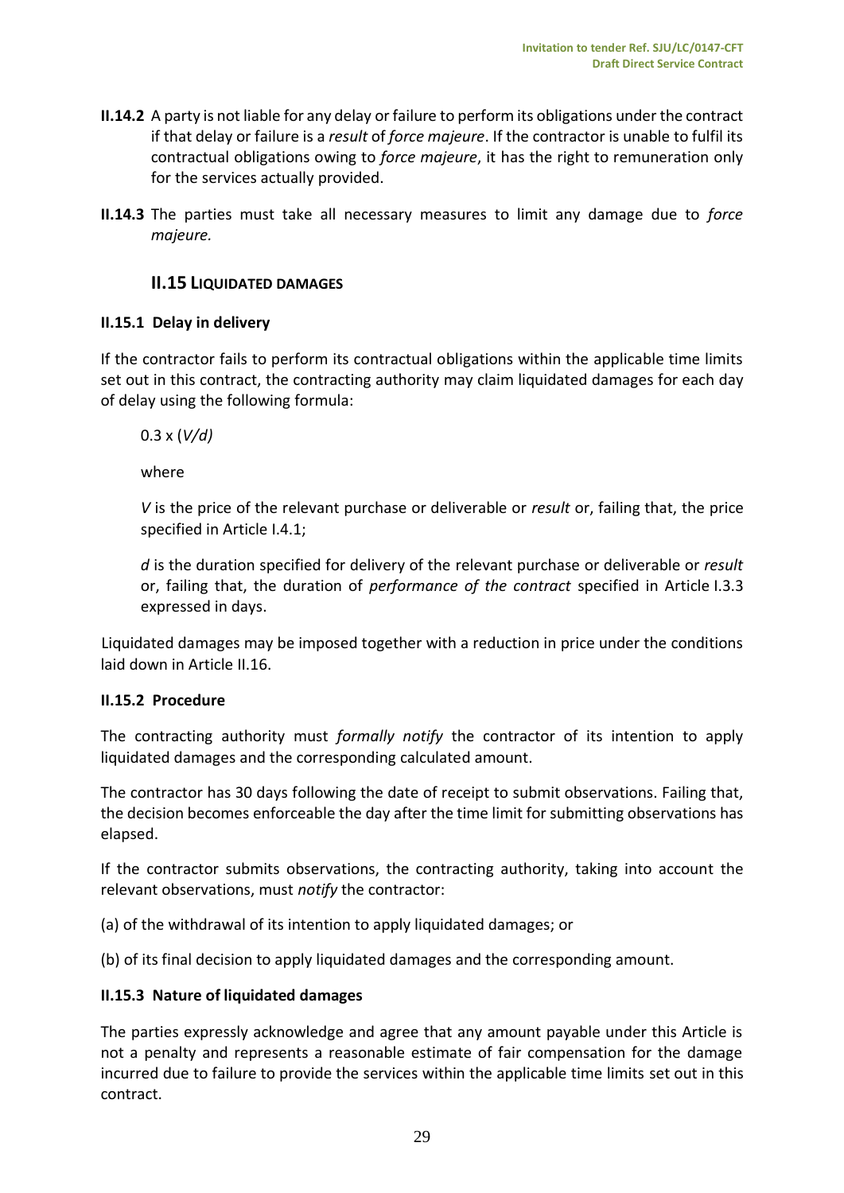**II.14.2** A party is not liable for any delay or failure to perform its obligations under the contract if that delay or failure is a *result* of *force majeure*. If the contractor is unable to fulfil its contractual obligations owing to *force majeure*, it has the right to remuneration only for the services actually provided.

**II.14.3** The parties must take all necessary measures to limit any damage due to *force majeure.*

## II.15 LIQUIDATED DAMAGES

### II.15.1 Delay in delivery

If the contractor fails to perform its contractual obligations within the applicable time limits set out in this contract, the contracting authority may claim liquidated damages for each day of delay using the following formula:

$0.3 \times (V/d)$

where

*V* is the price of the relevant purchase or deliverable or *result* or, failing that, the price specified in Article I.4.1;

*d* is the duration specified for delivery of the relevant purchase or deliverable or *result* or, failing that, the duration of *performance of the contract* specified in Article I.3.3 expressed in days.

Liquidated damages may be imposed together with a reduction in price under the conditions laid down in Article II.16.

### II.15.2 Procedure

The contracting authority must *formally notify* the contractor of its intention to apply liquidated damages and the corresponding calculated amount.

The contractor has 30 days following the date of receipt to submit observations. Failing that, the decision becomes enforceable the day after the time limit for submitting observations has elapsed.

If the contractor submits observations, the contracting authority, taking into account the relevant observations, must *notify* the contractor:

(a) of the withdrawal of its intention to apply liquidated damages; or

(b) of its final decision to apply liquidated damages and the corresponding amount.

### II.15.3 Nature of liquidated damages

The parties expressly acknowledge and agree that any amount payable under this Article is not a penalty and represents a reasonable estimate of fair compensation for the damage incurred due to failure to provide the services within the applicable time limits set out in this contract.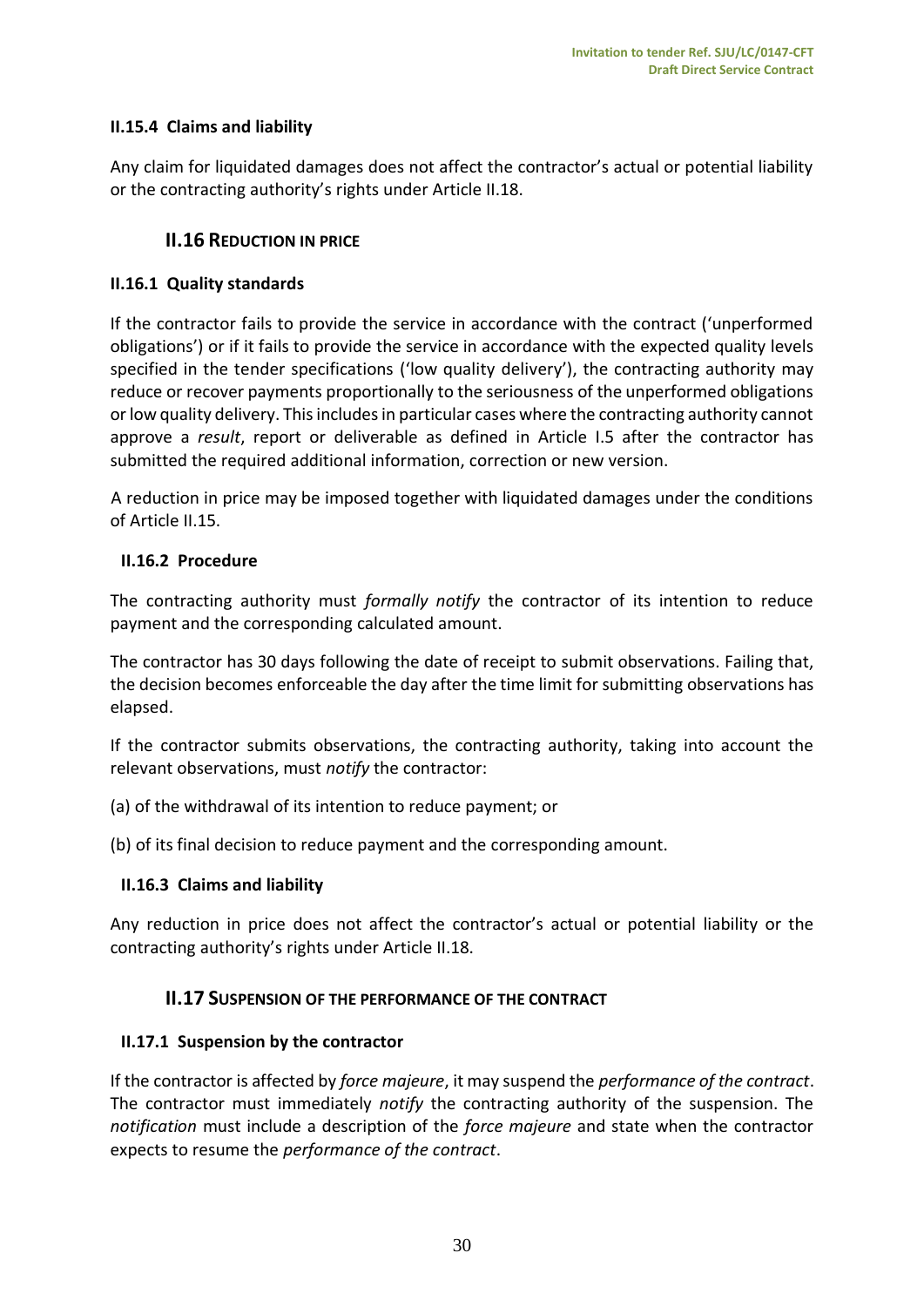#### II.15.4 Claims and liability

Any claim for liquidated damages does not affect the contractor's actual or potential liability or the contracting authority's rights under Article II.18.

### II.16 REDUCTION IN PRICE

#### II.16.1 Quality standards

If the contractor fails to provide the service in accordance with the contract ('unperformed obligations') or if it fails to provide the service in accordance with the expected quality levels specified in the tender specifications ('low quality delivery'), the contracting authority may reduce or recover payments proportionally to the seriousness of the unperformed obligations or low quality delivery. This includes in particular cases where the contracting authority cannot approve a *result*, report or deliverable as defined in Article I.5 after the contractor has submitted the required additional information, correction or new version.

A reduction in price may be imposed together with liquidated damages under the conditions of Article II.15.

#### II.16.2 Procedure

The contracting authority must *formally notify* the contractor of its intention to reduce payment and the corresponding calculated amount.

The contractor has 30 days following the date of receipt to submit observations. Failing that, the decision becomes enforceable the day after the time limit for submitting observations has elapsed.

If the contractor submits observations, the contracting authority, taking into account the relevant observations, must *notify* the contractor:

(a) of the withdrawal of its intention to reduce payment; or

(b) of its final decision to reduce payment and the corresponding amount.

#### II.16.3 Claims and liability

Any reduction in price does not affect the contractor's actual or potential liability or the contracting authority's rights under Article II.18.

### II.17 SUSPENSION OF THE PERFORMANCE OF THE CONTRACT

#### II.17.1 Suspension by the contractor

If the contractor is affected by *force majeure*, it may suspend the *performance of the contract*. The contractor must immediately *notify* the contracting authority of the suspension. The *notification* must include a description of the *force majeure* and state when the contractor expects to resume the *performance of the contract*.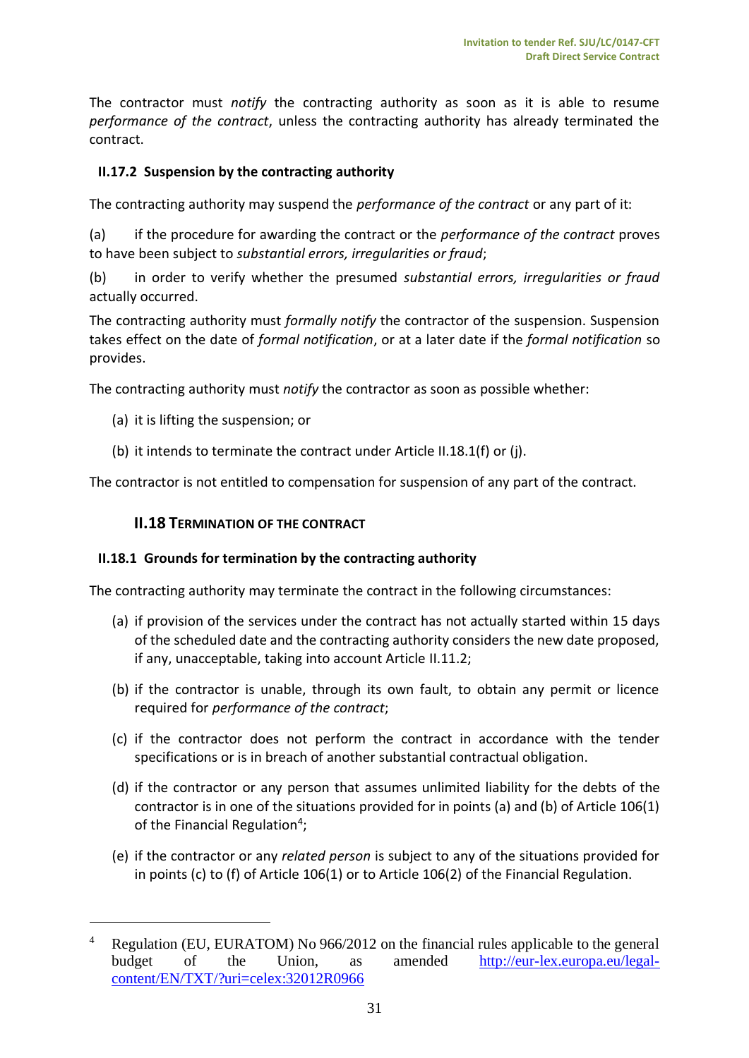The contractor must *notify* the contracting authority as soon as it is able to resume *performance of the contract*, unless the contracting authority has already terminated the contract.

### II.17.2 Suspension by the contracting authority

The contracting authority may suspend the *performance of the contract* or any part of it:

(a) if the procedure for awarding the contract or the *performance of the contract* proves to have been subject to *substantial errors, irregularities or fraud*;

(b) in order to verify whether the presumed *substantial errors, irregularities or fraud* actually occurred.

The contracting authority must *formally notify* the contractor of the suspension. Suspension takes effect on the date of *formal notification*, or at a later date if the *formal notification* so provides.

The contracting authority must *notify* the contractor as soon as possible whether:

(a) it is lifting the suspension; or

(b) it intends to terminate the contract under Article II.18.1(f) or (j).

The contractor is not entitled to compensation for suspension of any part of the contract.

## II.18 TERMINATION OF THE CONTRACT

### II.18.1 Grounds for termination by the contracting authority

The contracting authority may terminate the contract in the following circumstances:

(a) if provision of the services under the contract has not actually started within 15 days of the scheduled date and the contracting authority considers the new date proposed, if any, unacceptable, taking into account Article II.11.2;

(b) if the contractor is unable, through its own fault, to obtain any permit or licence required for *performance of the contract*;

(c) if the contractor does not perform the contract in accordance with the tender specifications or is in breach of another substantial contractual obligation.

(d) if the contractor or any person that assumes unlimited liability for the debts of the contractor is in one of the situations provided for in points (a) and (b) of Article 106(1) of the Financial Regulation[4];

(e) if the contractor or any *related person* is subject to any of the situations provided for in points (c) to (f) of Article 106(1) or to Article 106(2) of the Financial Regulation.

---

[4] Regulation (EU, EURATOM) No 966/2012 on the financial rules applicable to the general budget of the Union, as amended http://eur-lex.europa.eu/legal-content/EN/TXT/?uri=celex:32012R0966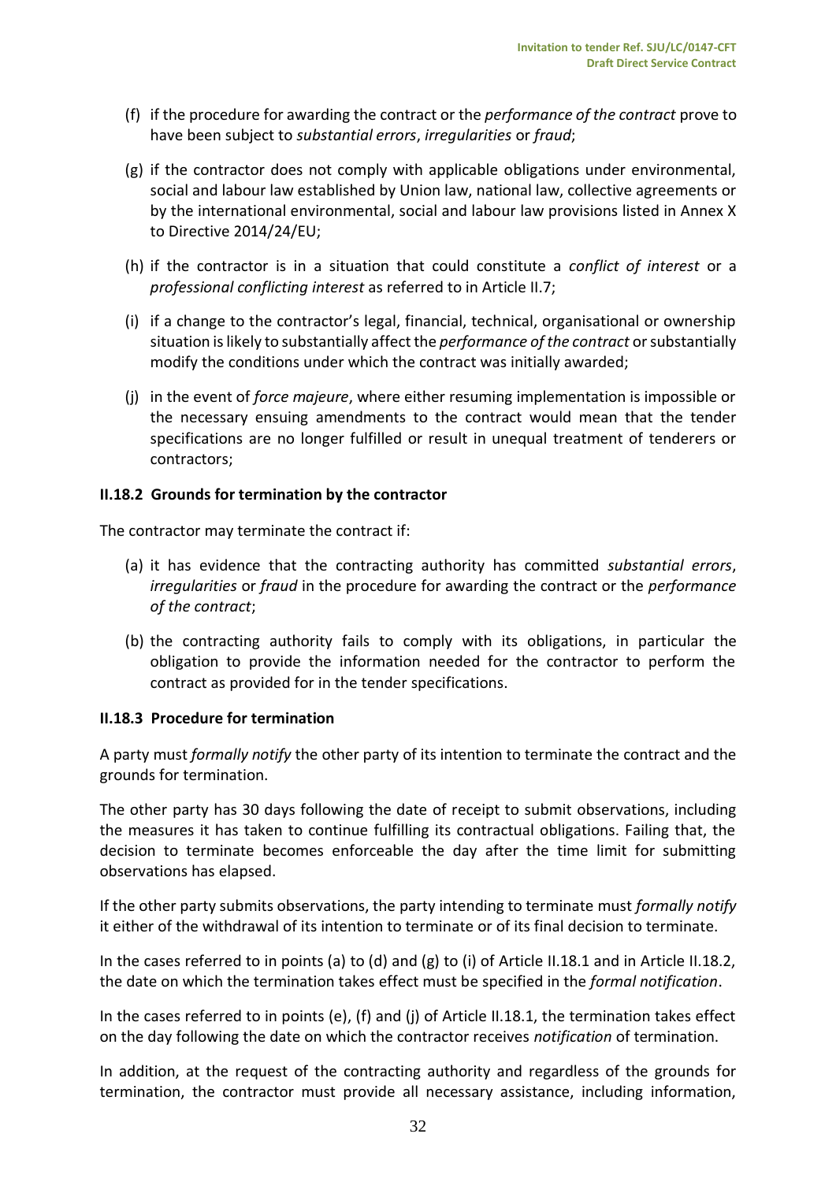(f) if the procedure for awarding the contract or the *performance of the contract* prove to have been subject to *substantial errors*, *irregularities* or *fraud*;

(g) if the contractor does not comply with applicable obligations under environmental, social and labour law established by Union law, national law, collective agreements or by the international environmental, social and labour law provisions listed in Annex X to Directive 2014/24/EU;

(h) if the contractor is in a situation that could constitute a *conflict of interest* or a *professional conflicting interest* as referred to in Article II.7;

(i) if a change to the contractor's legal, financial, technical, organisational or ownership situation is likely to substantially affect the *performance of the contract* or substantially modify the conditions under which the contract was initially awarded;

(j) in the event of *force majeure*, where either resuming implementation is impossible or the necessary ensuing amendments to the contract would mean that the tender specifications are no longer fulfilled or result in unequal treatment of tenderers or contractors;

**II.18.2 Grounds for termination by the contractor**

The contractor may terminate the contract if:

(a) it has evidence that the contracting authority has committed *substantial errors*, *irregularities* or *fraud* in the procedure for awarding the contract or the *performance of the contract*;

(b) the contracting authority fails to comply with its obligations, in particular the obligation to provide the information needed for the contractor to perform the contract as provided for in the tender specifications.

**II.18.3 Procedure for termination**

A party must *formally notify* the other party of its intention to terminate the contract and the grounds for termination.

The other party has 30 days following the date of receipt to submit observations, including the measures it has taken to continue fulfilling its contractual obligations. Failing that, the decision to terminate becomes enforceable the day after the time limit for submitting observations has elapsed.

If the other party submits observations, the party intending to terminate must *formally notify* it either of the withdrawal of its intention to terminate or of its final decision to terminate.

In the cases referred to in points (a) to (d) and (g) to (i) of Article II.18.1 and in Article II.18.2, the date on which the termination takes effect must be specified in the *formal notification*.

In the cases referred to in points (e), (f) and (j) of Article II.18.1, the termination takes effect on the day following the date on which the contractor receives *notification* of termination.

In addition, at the request of the contracting authority and regardless of the grounds for termination, the contractor must provide all necessary assistance, including information,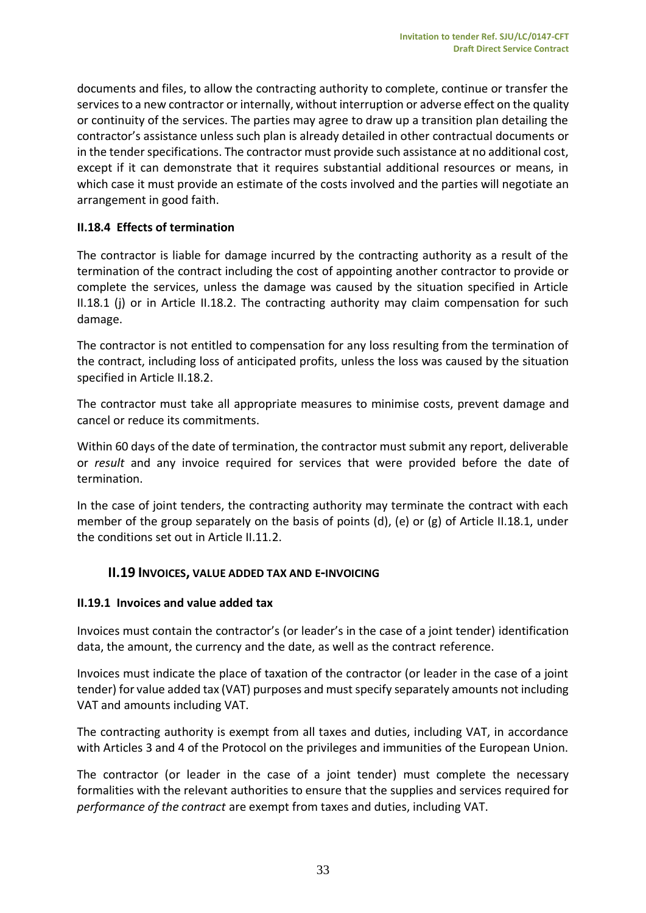documents and files, to allow the contracting authority to complete, continue or transfer the services to a new contractor or internally, without interruption or adverse effect on the quality or continuity of the services. The parties may agree to draw up a transition plan detailing the contractor's assistance unless such plan is already detailed in other contractual documents or in the tender specifications. The contractor must provide such assistance at no additional cost, except if it can demonstrate that it requires substantial additional resources or means, in which case it must provide an estimate of the costs involved and the parties will negotiate an arrangement in good faith.

#### II.18.4 Effects of termination

The contractor is liable for damage incurred by the contracting authority as a result of the termination of the contract including the cost of appointing another contractor to provide or complete the services, unless the damage was caused by the situation specified in Article II.18.1 (j) or in Article II.18.2. The contracting authority may claim compensation for such damage.

The contractor is not entitled to compensation for any loss resulting from the termination of the contract, including loss of anticipated profits, unless the loss was caused by the situation specified in Article II.18.2.

The contractor must take all appropriate measures to minimise costs, prevent damage and cancel or reduce its commitments.

Within 60 days of the date of termination, the contractor must submit any report, deliverable or *result* and any invoice required for services that were provided before the date of termination.

In the case of joint tenders, the contracting authority may terminate the contract with each member of the group separately on the basis of points (d), (e) or (g) of Article II.18.1, under the conditions set out in Article II.11.2.

### II.19 INVOICES, VALUE ADDED TAX AND E-INVOICING

#### II.19.1 Invoices and value added tax

Invoices must contain the contractor's (or leader's in the case of a joint tender) identification data, the amount, the currency and the date, as well as the contract reference.

Invoices must indicate the place of taxation of the contractor (or leader in the case of a joint tender) for value added tax (VAT) purposes and must specify separately amounts not including VAT and amounts including VAT.

The contracting authority is exempt from all taxes and duties, including VAT, in accordance with Articles 3 and 4 of the Protocol on the privileges and immunities of the European Union.

The contractor (or leader in the case of a joint tender) must complete the necessary formalities with the relevant authorities to ensure that the supplies and services required for *performance of the contract* are exempt from taxes and duties, including VAT.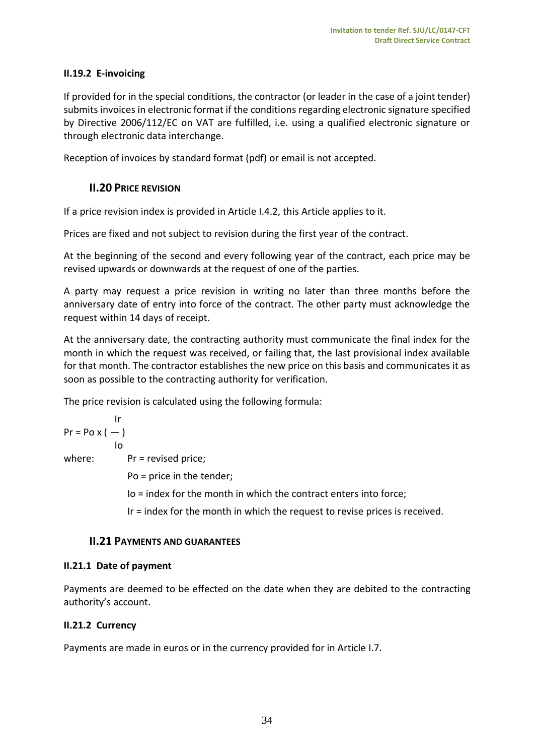### II.19.2 E-invoicing

If provided for in the special conditions, the contractor (or leader in the case of a joint tender) submits invoices in electronic format if the conditions regarding electronic signature specified by Directive 2006/112/EC on VAT are fulfilled, i.e. using a qualified electronic signature or through electronic data interchange.

Reception of invoices by standard format (pdf) or email is not accepted.

## II.20 PRICE REVISION

If a price revision index is provided in Article I.4.2, this Article applies to it.

Prices are fixed and not subject to revision during the first year of the contract.

At the beginning of the second and every following year of the contract, each price may be revised upwards or downwards at the request of one of the parties.

A party may request a price revision in writing no later than three months before the anniversary date of entry into force of the contract. The other party must acknowledge the request within 14 days of receipt.

At the anniversary date, the contracting authority must communicate the final index for the month in which the request was received, or failing that, the last provisional index available for that month. The contractor establishes the new price on this basis and communicates it as soon as possible to the contracting authority for verification.

The price revision is calculated using the following formula:

$$Pr = Po \times \left( \frac{Ir}{Io} \right)$$

where: Pr = revised price;

Po = price in the tender;

Io = index for the month in which the contract enters into force;

Ir = index for the month in which the request to revise prices is received.

## II.21 PAYMENTS AND GUARANTEES

### II.21.1 Date of payment

Payments are deemed to be effected on the date when they are debited to the contracting authority's account.

### II.21.2 Currency

Payments are made in euros or in the currency provided for in Article I.7.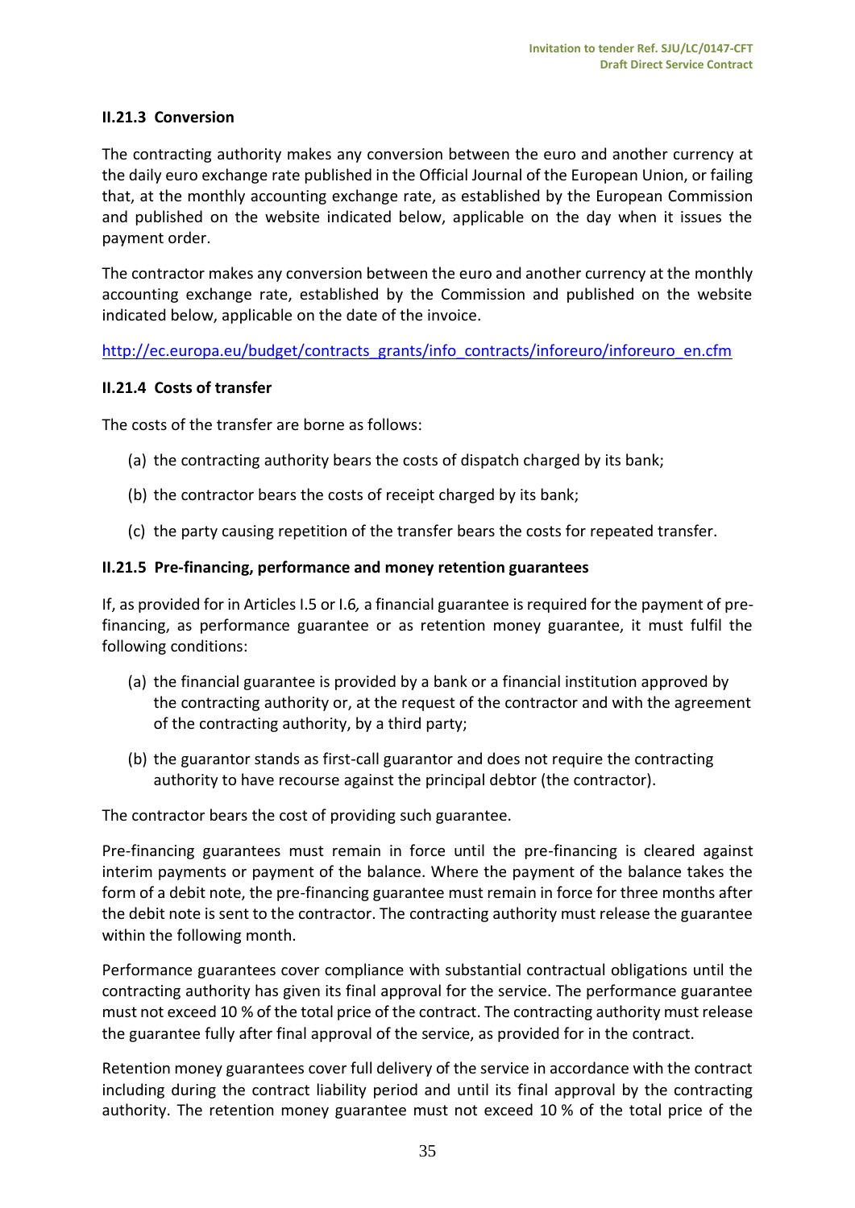#### II.21.3 Conversion

The contracting authority makes any conversion between the euro and another currency at the daily euro exchange rate published in the Official Journal of the European Union, or failing that, at the monthly accounting exchange rate, as established by the European Commission and published on the website indicated below, applicable on the day when it issues the payment order.

The contractor makes any conversion between the euro and another currency at the monthly accounting exchange rate, established by the Commission and published on the website indicated below, applicable on the date of the invoice.

http://ec.europa.eu/budget/contracts_grants/info_contracts/inforeuro/inforeuro_en.cfm

#### II.21.4 Costs of transfer

The costs of the transfer are borne as follows:

(a) the contracting authority bears the costs of dispatch charged by its bank;

(b) the contractor bears the costs of receipt charged by its bank;

(c) the party causing repetition of the transfer bears the costs for repeated transfer.

#### II.21.5 Pre-financing, performance and money retention guarantees

If, as provided for in Articles I.5 or I.6*,* a financial guarantee is required for the payment of pre-financing, as performance guarantee or as retention money guarantee, it must fulfil the following conditions:

(a) the financial guarantee is provided by a bank or a financial institution approved by the contracting authority or, at the request of the contractor and with the agreement of the contracting authority, by a third party;

(b) the guarantor stands as first-call guarantor and does not require the contracting authority to have recourse against the principal debtor (the contractor).

The contractor bears the cost of providing such guarantee.

Pre-financing guarantees must remain in force until the pre-financing is cleared against interim payments or payment of the balance. Where the payment of the balance takes the form of a debit note, the pre-financing guarantee must remain in force for three months after the debit note is sent to the contractor. The contracting authority must release the guarantee within the following month.

Performance guarantees cover compliance with substantial contractual obligations until the contracting authority has given its final approval for the service. The performance guarantee must not exceed 10 % of the total price of the contract. The contracting authority must release the guarantee fully after final approval of the service, as provided for in the contract.

Retention money guarantees cover full delivery of the service in accordance with the contract including during the contract liability period and until its final approval by the contracting authority. The retention money guarantee must not exceed 10 % of the total price of the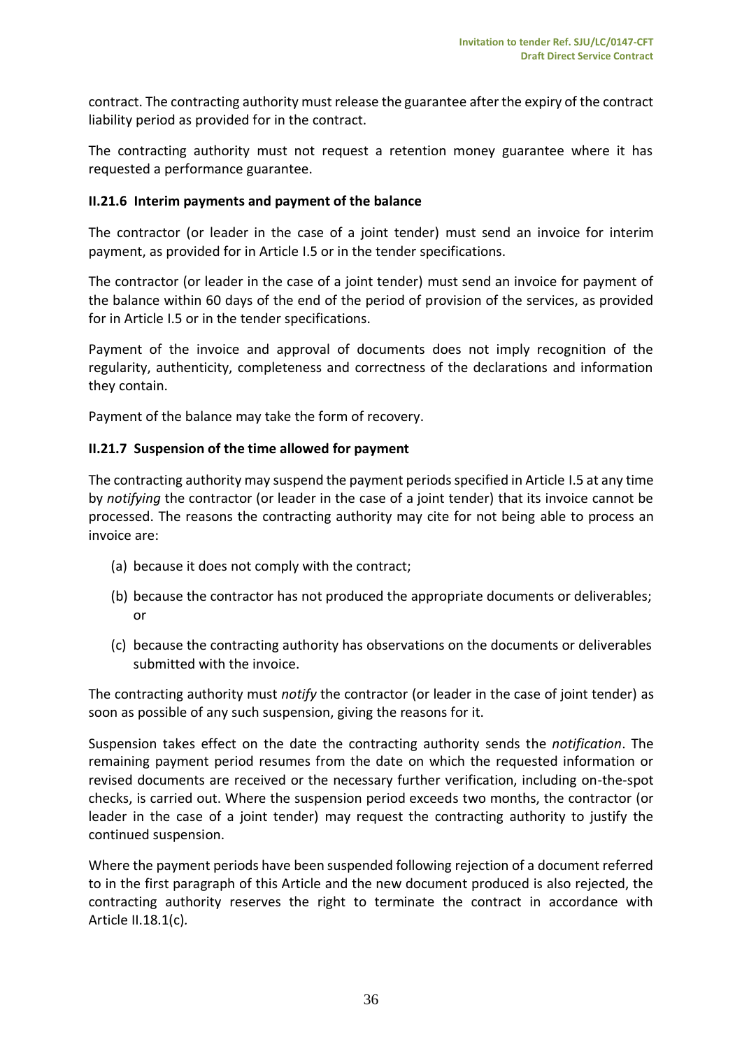contract. The contracting authority must release the guarantee after the expiry of the contract liability period as provided for in the contract.

The contracting authority must not request a retention money guarantee where it has requested a performance guarantee.

### II.21.6 Interim payments and payment of the balance

The contractor (or leader in the case of a joint tender) must send an invoice for interim payment, as provided for in Article I.5 or in the tender specifications.

The contractor (or leader in the case of a joint tender) must send an invoice for payment of the balance within 60 days of the end of the period of provision of the services, as provided for in Article I.5 or in the tender specifications.

Payment of the invoice and approval of documents does not imply recognition of the regularity, authenticity, completeness and correctness of the declarations and information they contain.

Payment of the balance may take the form of recovery.

### II.21.7 Suspension of the time allowed for payment

The contracting authority may suspend the payment periods specified in Article I.5 at any time by *notifying* the contractor (or leader in the case of a joint tender) that its invoice cannot be processed. The reasons the contracting authority may cite for not being able to process an invoice are:

(a) because it does not comply with the contract;

(b) because the contractor has not produced the appropriate documents or deliverables; or

(c) because the contracting authority has observations on the documents or deliverables submitted with the invoice.

The contracting authority must *notify* the contractor (or leader in the case of joint tender) as soon as possible of any such suspension, giving the reasons for it.

Suspension takes effect on the date the contracting authority sends the *notification*. The remaining payment period resumes from the date on which the requested information or revised documents are received or the necessary further verification, including on-the-spot checks, is carried out. Where the suspension period exceeds two months, the contractor (or leader in the case of a joint tender) may request the contracting authority to justify the continued suspension.

Where the payment periods have been suspended following rejection of a document referred to in the first paragraph of this Article and the new document produced is also rejected, the contracting authority reserves the right to terminate the contract in accordance with Article II.18.1(c).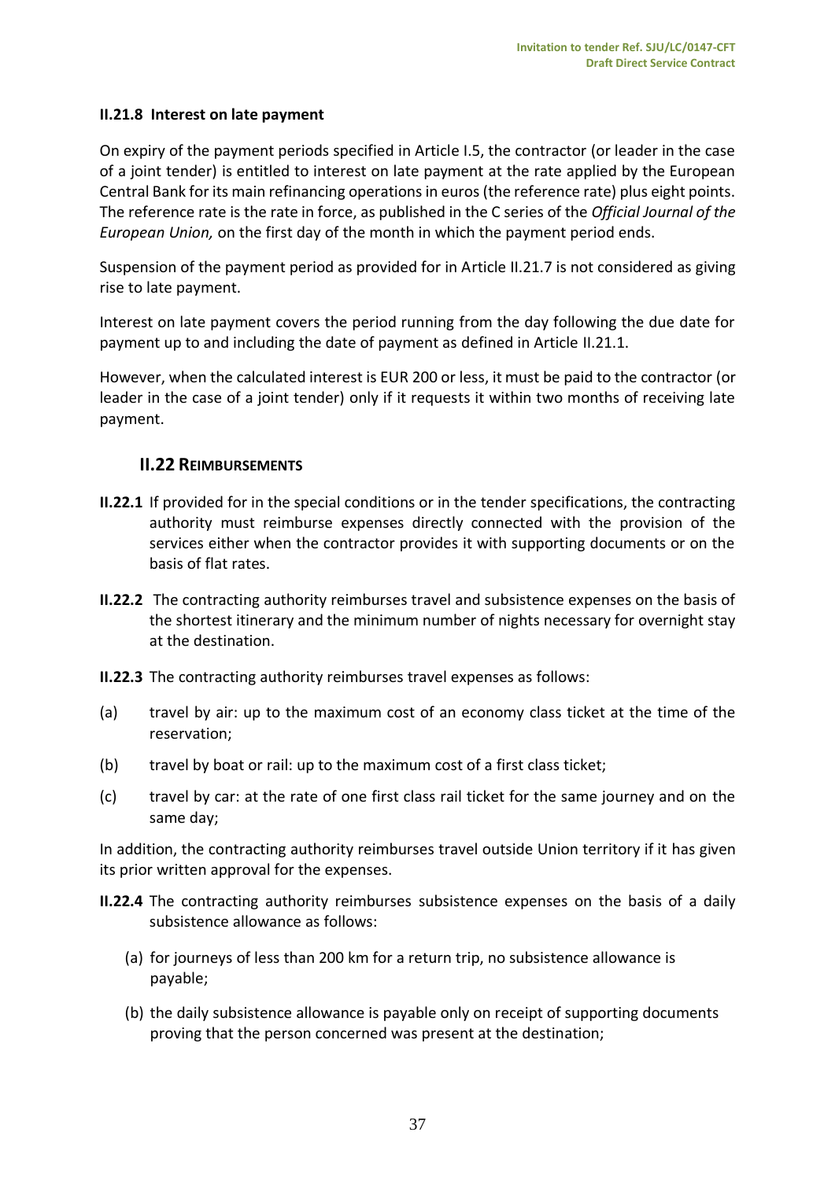#### II.21.8 Interest on late payment

On expiry of the payment periods specified in Article I.5, the contractor (or leader in the case of a joint tender) is entitled to interest on late payment at the rate applied by the European Central Bank for its main refinancing operations in euros (the reference rate) plus eight points. The reference rate is the rate in force, as published in the C series of the *Official Journal of the European Union,* on the first day of the month in which the payment period ends.

Suspension of the payment period as provided for in Article II.21.7 is not considered as giving rise to late payment.

Interest on late payment covers the period running from the day following the due date for payment up to and including the date of payment as defined in Article II.21.1.

However, when the calculated interest is EUR 200 or less, it must be paid to the contractor (or leader in the case of a joint tender) only if it requests it within two months of receiving late payment.

### II.22 REIMBURSEMENTS

**II.22.1** If provided for in the special conditions or in the tender specifications, the contracting authority must reimburse expenses directly connected with the provision of the services either when the contractor provides it with supporting documents or on the basis of flat rates.

**II.22.2** The contracting authority reimburses travel and subsistence expenses on the basis of the shortest itinerary and the minimum number of nights necessary for overnight stay at the destination.

**II.22.3** The contracting authority reimburses travel expenses as follows:

(a) travel by air: up to the maximum cost of an economy class ticket at the time of the reservation;

(b) travel by boat or rail: up to the maximum cost of a first class ticket;

(c) travel by car: at the rate of one first class rail ticket for the same journey and on the same day;

In addition, the contracting authority reimburses travel outside Union territory if it has given its prior written approval for the expenses.

**II.22.4** The contracting authority reimburses subsistence expenses on the basis of a daily subsistence allowance as follows:

(a) for journeys of less than 200 km for a return trip, no subsistence allowance is payable;

(b) the daily subsistence allowance is payable only on receipt of supporting documents proving that the person concerned was present at the destination;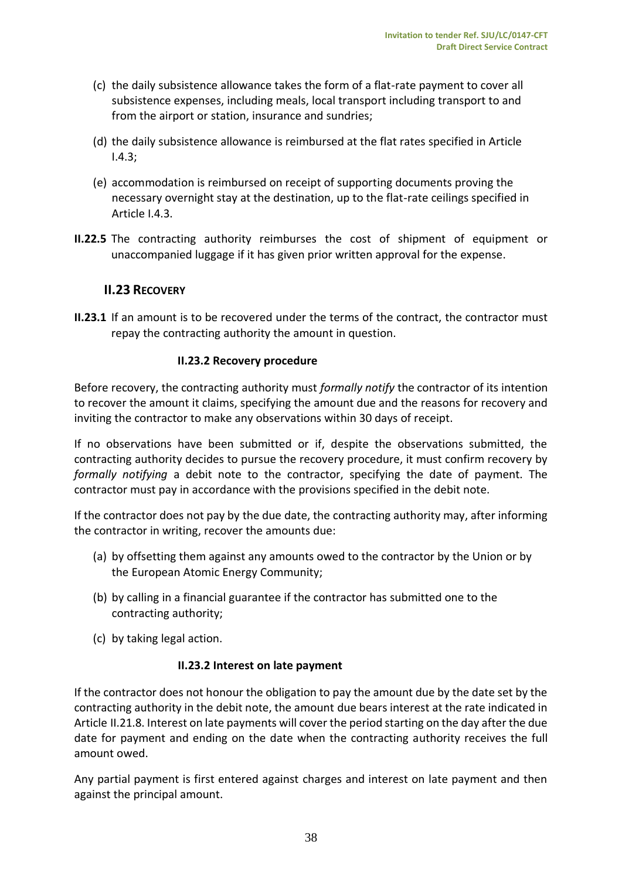(c) the daily subsistence allowance takes the form of a flat-rate payment to cover all subsistence expenses, including meals, local transport including transport to and from the airport or station, insurance and sundries;

(d) the daily subsistence allowance is reimbursed at the flat rates specified in Article I.4.3;

(e) accommodation is reimbursed on receipt of supporting documents proving the necessary overnight stay at the destination, up to the flat-rate ceilings specified in Article I.4.3.

**II.22.5** The contracting authority reimburses the cost of shipment of equipment or unaccompanied luggage if it has given prior written approval for the expense.

## II.23 Recovery

**II.23.1** If an amount is to be recovered under the terms of the contract, the contractor must repay the contracting authority the amount in question.

### II.23.2 Recovery procedure

Before recovery, the contracting authority must *formally notify* the contractor of its intention to recover the amount it claims, specifying the amount due and the reasons for recovery and inviting the contractor to make any observations within 30 days of receipt.

If no observations have been submitted or if, despite the observations submitted, the contracting authority decides to pursue the recovery procedure, it must confirm recovery by *formally notifying* a debit note to the contractor, specifying the date of payment. The contractor must pay in accordance with the provisions specified in the debit note.

If the contractor does not pay by the due date, the contracting authority may, after informing the contractor in writing, recover the amounts due:

(a) by offsetting them against any amounts owed to the contractor by the Union or by the European Atomic Energy Community;

(b) by calling in a financial guarantee if the contractor has submitted one to the contracting authority;

(c) by taking legal action.

### II.23.2 Interest on late payment

If the contractor does not honour the obligation to pay the amount due by the date set by the contracting authority in the debit note, the amount due bears interest at the rate indicated in Article II.21.8. Interest on late payments will cover the period starting on the day after the due date for payment and ending on the date when the contracting authority receives the full amount owed.

Any partial payment is first entered against charges and interest on late payment and then against the principal amount.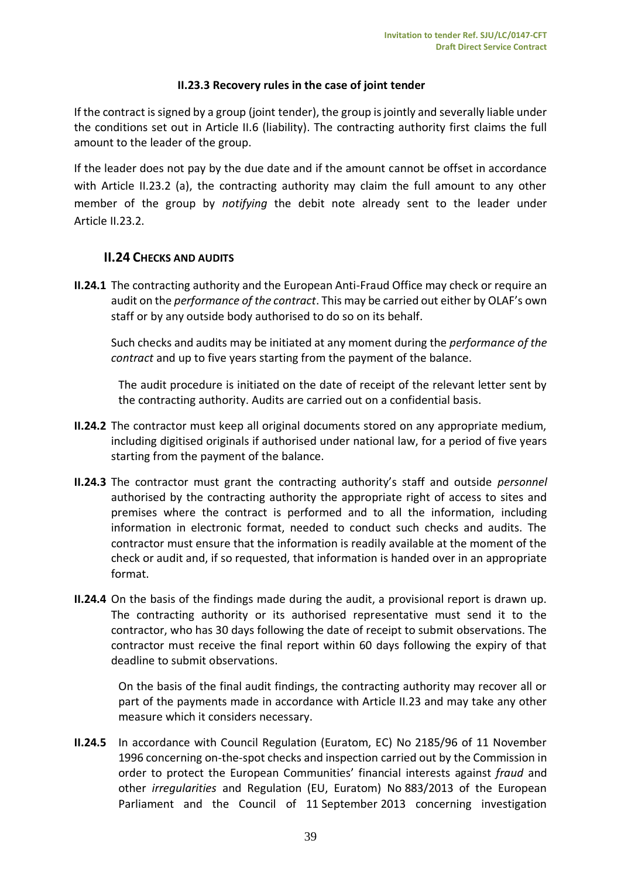#### II.23.3 Recovery rules in the case of joint tender

If the contract is signed by a group (joint tender), the group is jointly and severally liable under the conditions set out in Article II.6 (liability). The contracting authority first claims the full amount to the leader of the group.

If the leader does not pay by the due date and if the amount cannot be offset in accordance with Article II.23.2 (a), the contracting authority may claim the full amount to any other member of the group by *notifying* the debit note already sent to the leader under Article II.23.2.

### II.24 CHECKS AND AUDITS

**II.24.1** The contracting authority and the European Anti-Fraud Office may check or require an audit on the *performance of the contract*. This may be carried out either by OLAF's own staff or by any outside body authorised to do so on its behalf.

Such checks and audits may be initiated at any moment during the *performance of the contract* and up to five years starting from the payment of the balance.

The audit procedure is initiated on the date of receipt of the relevant letter sent by the contracting authority. Audits are carried out on a confidential basis.

**II.24.2** The contractor must keep all original documents stored on any appropriate medium, including digitised originals if authorised under national law, for a period of five years starting from the payment of the balance.

**II.24.3** The contractor must grant the contracting authority's staff and outside *personnel* authorised by the contracting authority the appropriate right of access to sites and premises where the contract is performed and to all the information, including information in electronic format, needed to conduct such checks and audits. The contractor must ensure that the information is readily available at the moment of the check or audit and, if so requested, that information is handed over in an appropriate format.

**II.24.4** On the basis of the findings made during the audit, a provisional report is drawn up. The contracting authority or its authorised representative must send it to the contractor, who has 30 days following the date of receipt to submit observations. The contractor must receive the final report within 60 days following the expiry of that deadline to submit observations.

On the basis of the final audit findings, the contracting authority may recover all or part of the payments made in accordance with Article II.23 and may take any other measure which it considers necessary.

**II.24.5** In accordance with Council Regulation (Euratom, EC) No 2185/96 of 11 November 1996 concerning on-the-spot checks and inspection carried out by the Commission in order to protect the European Communities' financial interests against *fraud* and other *irregularities* and Regulation (EU, Euratom) No 883/2013 of the European Parliament and the Council of 11 September 2013 concerning investigation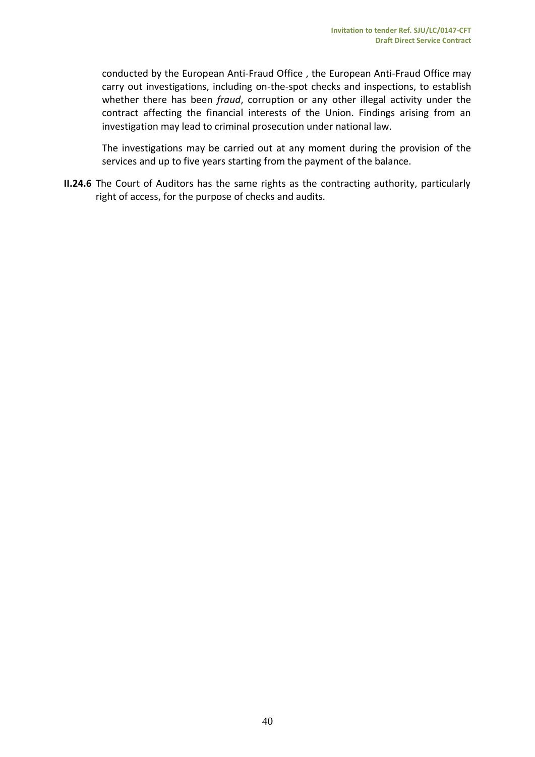conducted by the European Anti-Fraud Office , the European Anti-Fraud Office may carry out investigations, including on-the-spot checks and inspections, to establish whether there has been *fraud*, corruption or any other illegal activity under the contract affecting the financial interests of the Union. Findings arising from an investigation may lead to criminal prosecution under national law.

The investigations may be carried out at any moment during the provision of the services and up to five years starting from the payment of the balance.

**II.24.6** The Court of Auditors has the same rights as the contracting authority, particularly right of access, for the purpose of checks and audits.